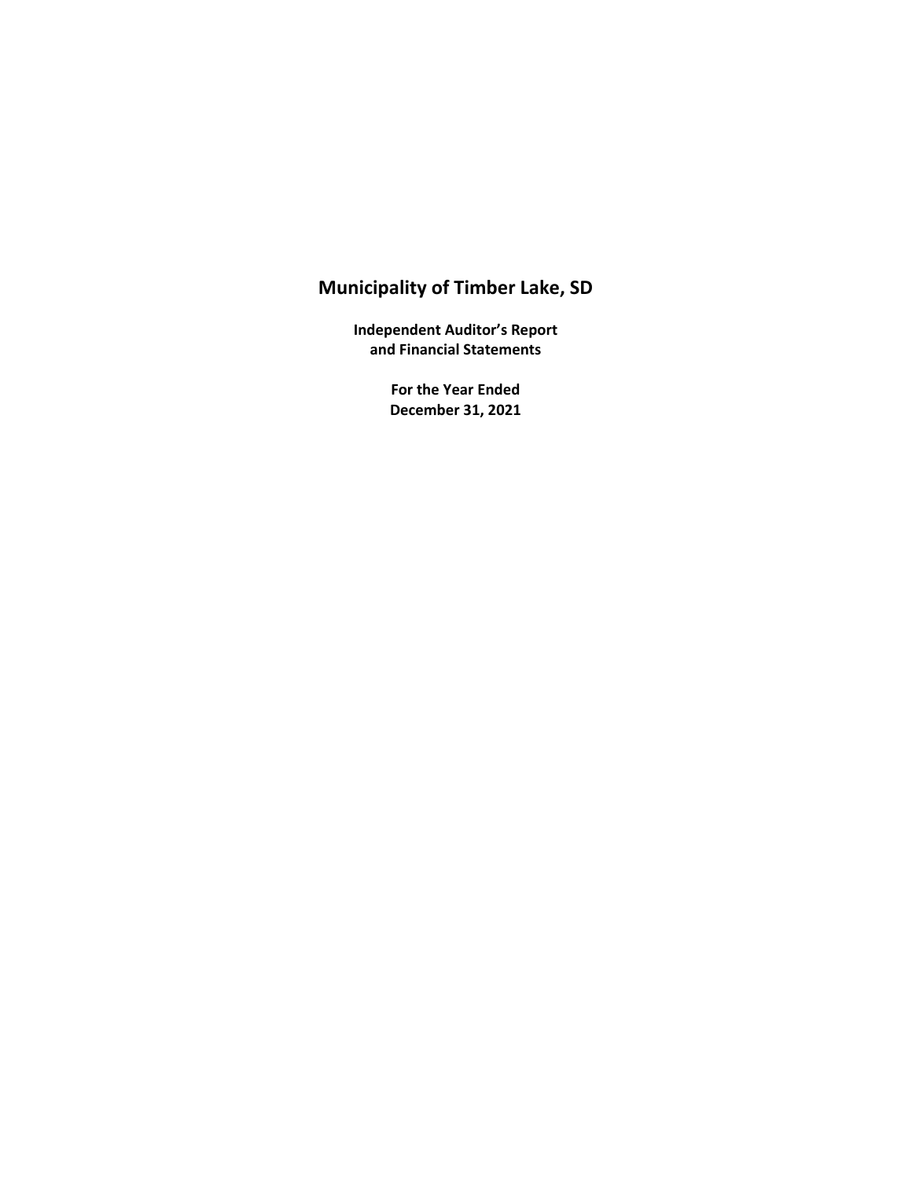# Municipality of Timber Lake, SD

**Independent Auditor's Report and Financial Statements**

**For the Year Ended December 31, 2021**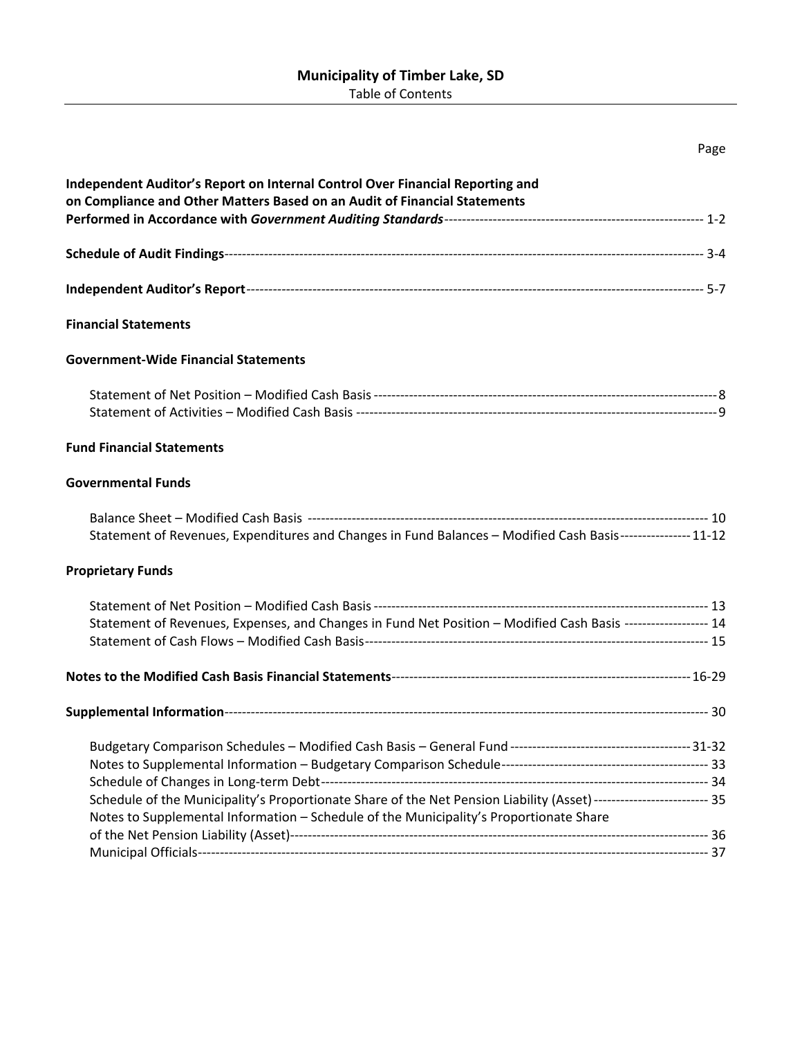# Municipality of Timber Lake, SD

Table of Contents

| | Page |
|---|---|
| **Independent Auditor's Report on Internal Control Over Financial Reporting and on Compliance and Other Matters Based on an Audit of Financial Statements Performed in Accordance with *Government Auditing Standards*** | 1-2 |
| **Schedule of Audit Findings** | 3-4 |
| **Independent Auditor's Report** | 5-7 |
| **Financial Statements** | |
| **Government-Wide Financial Statements** | |
| Statement of Net Position – Modified Cash Basis | 8 |
| Statement of Activities – Modified Cash Basis | 9 |
| **Fund Financial Statements** | |
| **Governmental Funds** | |
| Balance Sheet – Modified Cash Basis | 10 |
| Statement of Revenues, Expenditures and Changes in Fund Balances – Modified Cash Basis | 11-12 |
| **Proprietary Funds** | |
| Statement of Net Position – Modified Cash Basis | 13 |
| Statement of Revenues, Expenses, and Changes in Fund Net Position – Modified Cash Basis | 14 |
| Statement of Cash Flows – Modified Cash Basis | 15 |
| **Notes to the Modified Cash Basis Financial Statements** | 16-29 |
| **Supplemental Information** | 30 |
| Budgetary Comparison Schedules – Modified Cash Basis – General Fund | 31-32 |
| Notes to Supplemental Information – Budgetary Comparison Schedule | 33 |
| Schedule of Changes in Long-term Debt | 34 |
| Schedule of the Municipality's Proportionate Share of the Net Pension Liability (Asset) | 35 |
| Notes to Supplemental Information – Schedule of the Municipality's Proportionate Share of the Net Pension Liability (Asset) | 36 |
| Municipal Officials | 37 |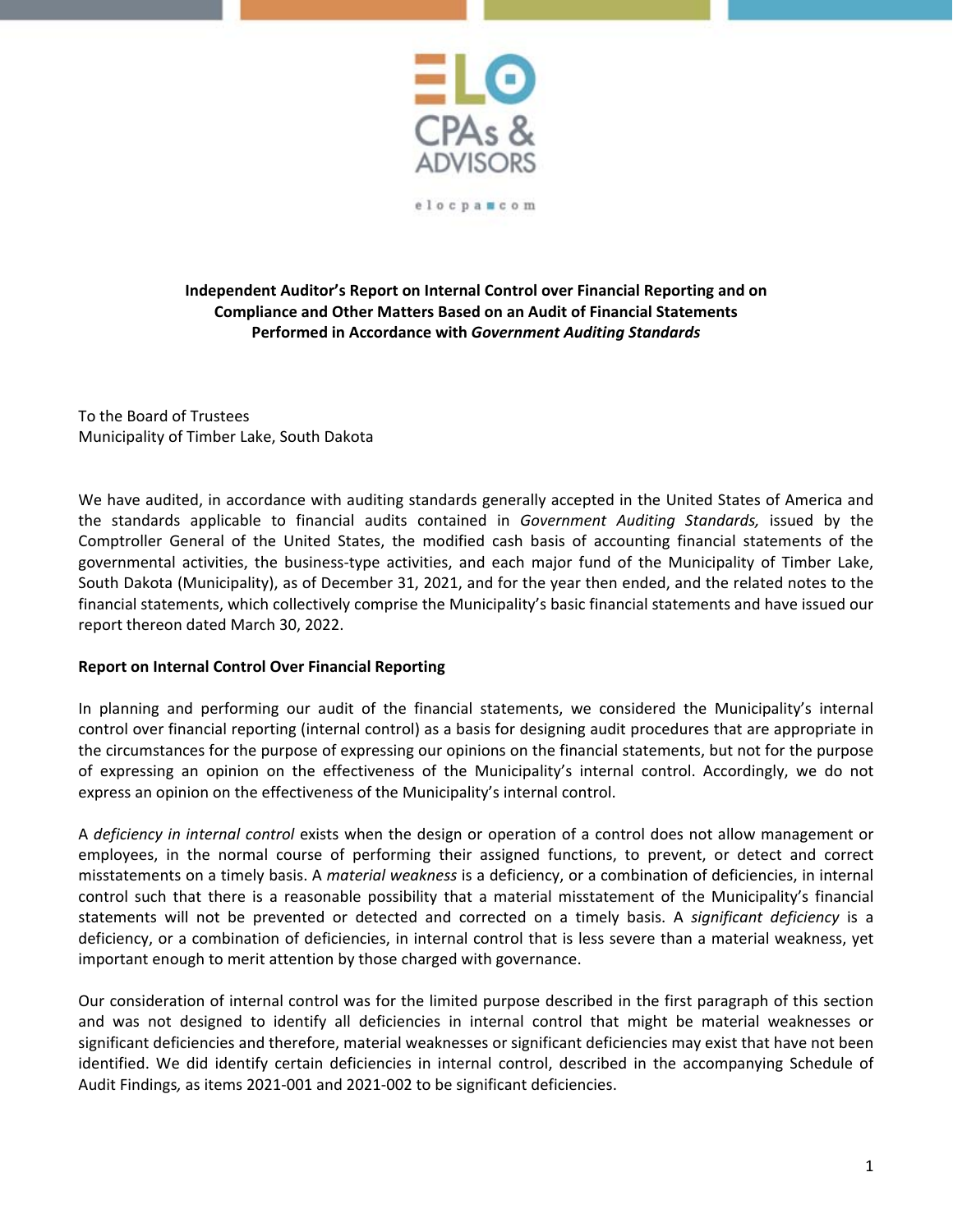ELO CPAs & ADVISORS

elocpa.com

## Independent Auditor's Report on Internal Control over Financial Reporting and on Compliance and Other Matters Based on an Audit of Financial Statements Performed in Accordance with *Government Auditing Standards*

To the Board of Trustees
Municipality of Timber Lake, South Dakota

We have audited, in accordance with auditing standards generally accepted in the United States of America and the standards applicable to financial audits contained in *Government Auditing Standards,* issued by the Comptroller General of the United States, the modified cash basis of accounting financial statements of the governmental activities, the business-type activities, and each major fund of the Municipality of Timber Lake, South Dakota (Municipality), as of December 31, 2021, and for the year then ended, and the related notes to the financial statements, which collectively comprise the Municipality's basic financial statements and have issued our report thereon dated March 30, 2022.

### Report on Internal Control Over Financial Reporting

In planning and performing our audit of the financial statements, we considered the Municipality's internal control over financial reporting (internal control) as a basis for designing audit procedures that are appropriate in the circumstances for the purpose of expressing our opinions on the financial statements, but not for the purpose of expressing an opinion on the effectiveness of the Municipality's internal control. Accordingly, we do not express an opinion on the effectiveness of the Municipality's internal control.

A *deficiency in internal control* exists when the design or operation of a control does not allow management or employees, in the normal course of performing their assigned functions, to prevent, or detect and correct misstatements on a timely basis. A *material weakness* is a deficiency, or a combination of deficiencies, in internal control such that there is a reasonable possibility that a material misstatement of the Municipality's financial statements will not be prevented or detected and corrected on a timely basis. A *significant deficiency* is a deficiency, or a combination of deficiencies, in internal control that is less severe than a material weakness, yet important enough to merit attention by those charged with governance.

Our consideration of internal control was for the limited purpose described in the first paragraph of this section and was not designed to identify all deficiencies in internal control that might be material weaknesses or significant deficiencies and therefore, material weaknesses or significant deficiencies may exist that have not been identified. We did identify certain deficiencies in internal control, described in the accompanying Schedule of Audit Findings*,* as items 2021-001 and 2021-002 to be significant deficiencies.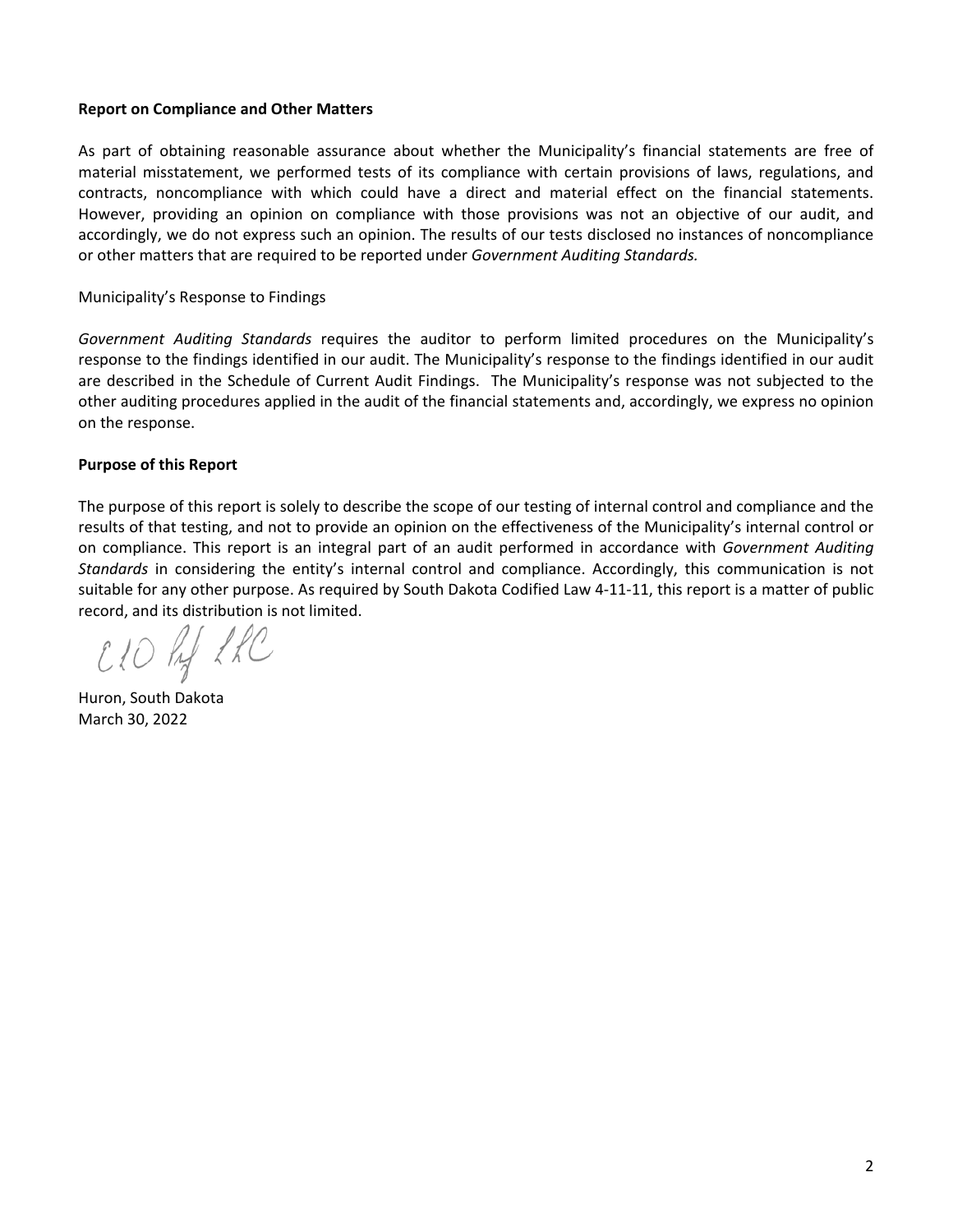**Report on Compliance and Other Matters**

As part of obtaining reasonable assurance about whether the Municipality's financial statements are free of material misstatement, we performed tests of its compliance with certain provisions of laws, regulations, and contracts, noncompliance with which could have a direct and material effect on the financial statements. However, providing an opinion on compliance with those provisions was not an objective of our audit, and accordingly, we do not express such an opinion. The results of our tests disclosed no instances of noncompliance or other matters that are required to be reported under *Government Auditing Standards.*

Municipality's Response to Findings

*Government Auditing Standards* requires the auditor to perform limited procedures on the Municipality's response to the findings identified in our audit. The Municipality's response to the findings identified in our audit are described in the Schedule of Current Audit Findings. The Municipality's response was not subjected to the other auditing procedures applied in the audit of the financial statements and, accordingly, we express no opinion on the response.

**Purpose of this Report**

The purpose of this report is solely to describe the scope of our testing of internal control and compliance and the results of that testing, and not to provide an opinion on the effectiveness of the Municipality's internal control or on compliance. This report is an integral part of an audit performed in accordance with *Government Auditing Standards* in considering the entity's internal control and compliance. Accordingly, this communication is not suitable for any other purpose. As required by South Dakota Codified Law 4-11-11, this report is a matter of public record, and its distribution is not limited.

ELO Prof LLC

Huron, South Dakota
March 30, 2022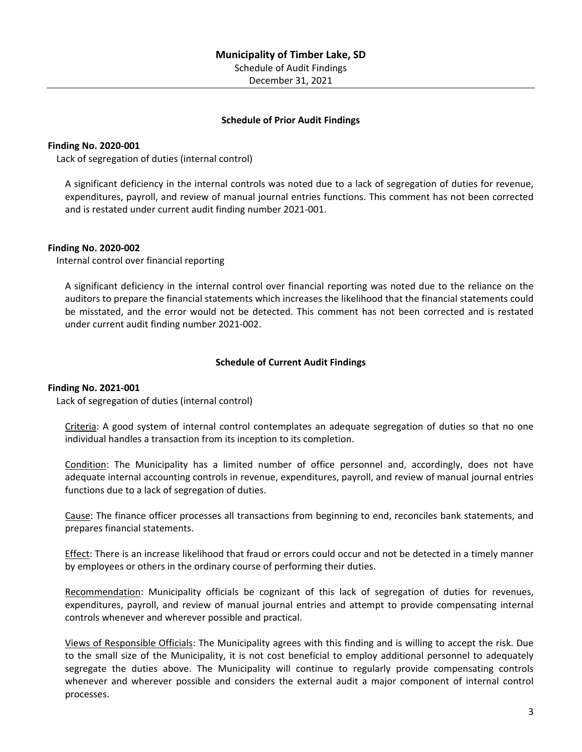# Municipality of Timber Lake, SD

Schedule of Audit Findings
December 31, 2021

## Schedule of Prior Audit Findings

**Finding No. 2020-001**
Lack of segregation of duties (internal control)

A significant deficiency in the internal controls was noted due to a lack of segregation of duties for revenue, expenditures, payroll, and review of manual journal entries functions. This comment has not been corrected and is restated under current audit finding number 2021-001.

**Finding No. 2020-002**
Internal control over financial reporting

A significant deficiency in the internal control over financial reporting was noted due to the reliance on the auditors to prepare the financial statements which increases the likelihood that the financial statements could be misstated, and the error would not be detected. This comment has not been corrected and is restated under current audit finding number 2021-002.

## Schedule of Current Audit Findings

**Finding No. 2021-001**
Lack of segregation of duties (internal control)

Criteria: A good system of internal control contemplates an adequate segregation of duties so that no one individual handles a transaction from its inception to its completion.

Condition: The Municipality has a limited number of office personnel and, accordingly, does not have adequate internal accounting controls in revenue, expenditures, payroll, and review of manual journal entries functions due to a lack of segregation of duties.

Cause: The finance officer processes all transactions from beginning to end, reconciles bank statements, and prepares financial statements.

Effect: There is an increase likelihood that fraud or errors could occur and not be detected in a timely manner by employees or others in the ordinary course of performing their duties.

Recommendation: Municipality officials be cognizant of this lack of segregation of duties for revenues, expenditures, payroll, and review of manual journal entries and attempt to provide compensating internal controls whenever and wherever possible and practical.

Views of Responsible Officials: The Municipality agrees with this finding and is willing to accept the risk. Due to the small size of the Municipality, it is not cost beneficial to employ additional personnel to adequately segregate the duties above. The Municipality will continue to regularly provide compensating controls whenever and wherever possible and considers the external audit a major component of internal control processes.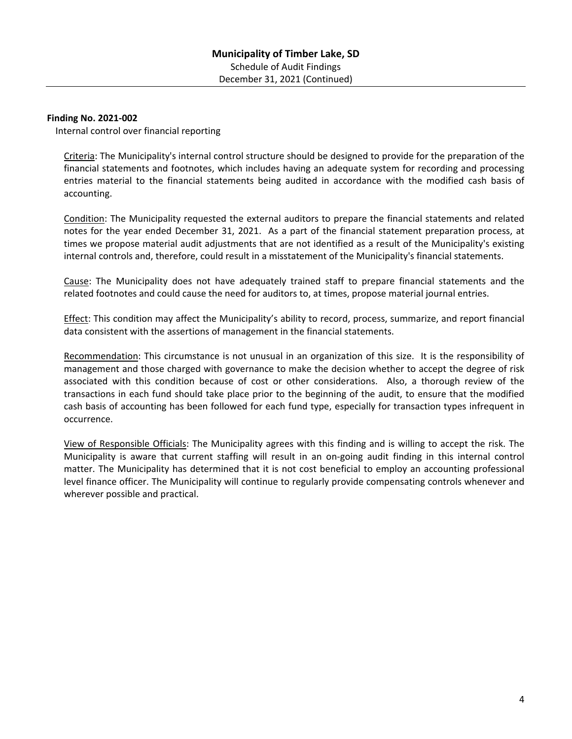**Finding No. 2021-002**

Internal control over financial reporting

Criteria: The Municipality's internal control structure should be designed to provide for the preparation of the financial statements and footnotes, which includes having an adequate system for recording and processing entries material to the financial statements being audited in accordance with the modified cash basis of accounting.

Condition: The Municipality requested the external auditors to prepare the financial statements and related notes for the year ended December 31, 2021. As a part of the financial statement preparation process, at times we propose material audit adjustments that are not identified as a result of the Municipality's existing internal controls and, therefore, could result in a misstatement of the Municipality's financial statements.

Cause: The Municipality does not have adequately trained staff to prepare financial statements and the related footnotes and could cause the need for auditors to, at times, propose material journal entries.

Effect: This condition may affect the Municipality's ability to record, process, summarize, and report financial data consistent with the assertions of management in the financial statements.

Recommendation: This circumstance is not unusual in an organization of this size. It is the responsibility of management and those charged with governance to make the decision whether to accept the degree of risk associated with this condition because of cost or other considerations. Also, a thorough review of the transactions in each fund should take place prior to the beginning of the audit, to ensure that the modified cash basis of accounting has been followed for each fund type, especially for transaction types infrequent in occurrence.

View of Responsible Officials: The Municipality agrees with this finding and is willing to accept the risk. The Municipality is aware that current staffing will result in an on-going audit finding in this internal control matter. The Municipality has determined that it is not cost beneficial to employ an accounting professional level finance officer. The Municipality will continue to regularly provide compensating controls whenever and wherever possible and practical.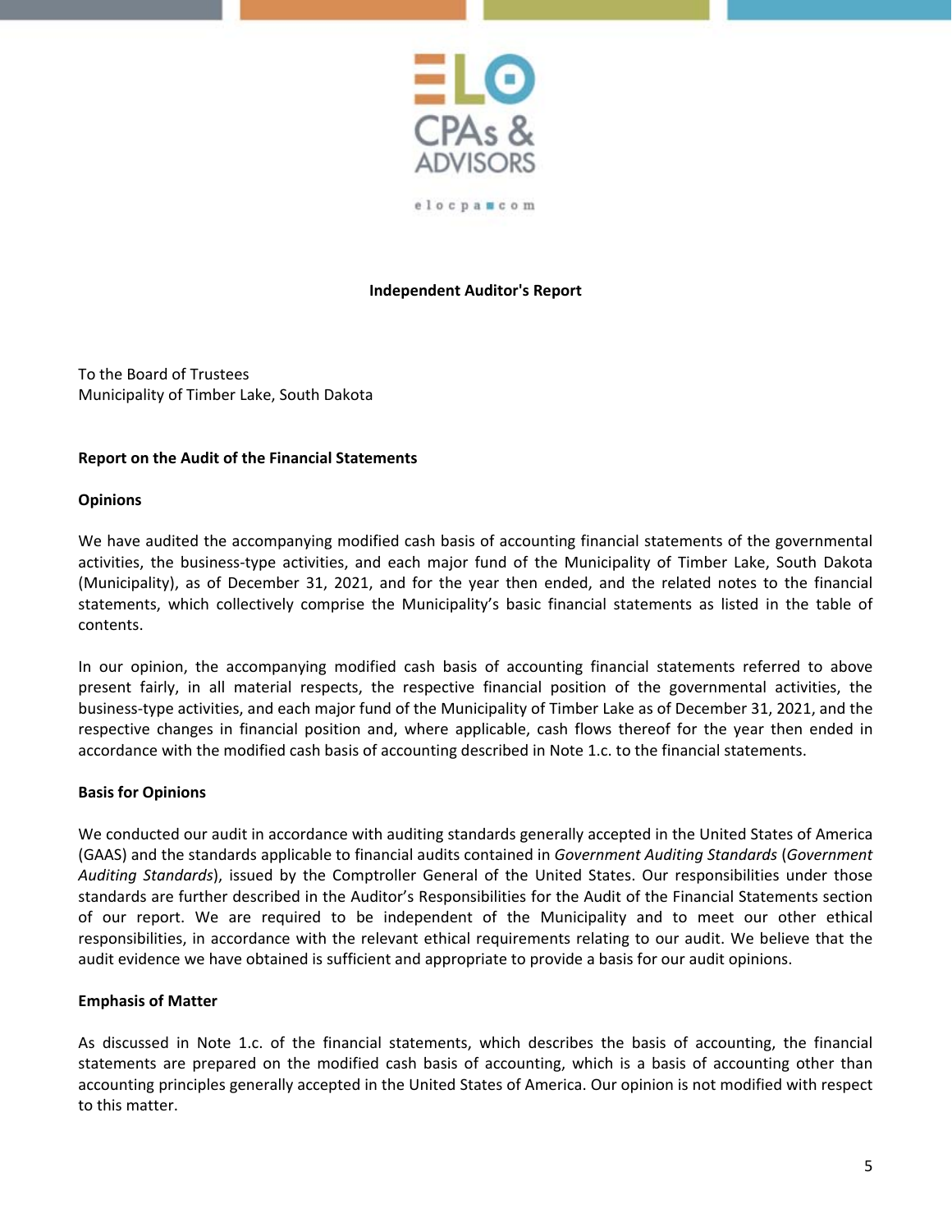ELO CPAs & ADVISORS

elocpa.com

# Independent Auditor's Report

To the Board of Trustees
Municipality of Timber Lake, South Dakota

## Report on the Audit of the Financial Statements

### Opinions

We have audited the accompanying modified cash basis of accounting financial statements of the governmental activities, the business-type activities, and each major fund of the Municipality of Timber Lake, South Dakota (Municipality), as of December 31, 2021, and for the year then ended, and the related notes to the financial statements, which collectively comprise the Municipality's basic financial statements as listed in the table of contents.

In our opinion, the accompanying modified cash basis of accounting financial statements referred to above present fairly, in all material respects, the respective financial position of the governmental activities, the business-type activities, and each major fund of the Municipality of Timber Lake as of December 31, 2021, and the respective changes in financial position and, where applicable, cash flows thereof for the year then ended in accordance with the modified cash basis of accounting described in Note 1.c. to the financial statements.

### Basis for Opinions

We conducted our audit in accordance with auditing standards generally accepted in the United States of America (GAAS) and the standards applicable to financial audits contained in *Government Auditing Standards* (*Government Auditing Standards*), issued by the Comptroller General of the United States. Our responsibilities under those standards are further described in the Auditor's Responsibilities for the Audit of the Financial Statements section of our report. We are required to be independent of the Municipality and to meet our other ethical responsibilities, in accordance with the relevant ethical requirements relating to our audit. We believe that the audit evidence we have obtained is sufficient and appropriate to provide a basis for our audit opinions.

### Emphasis of Matter

As discussed in Note 1.c. of the financial statements, which describes the basis of accounting, the financial statements are prepared on the modified cash basis of accounting, which is a basis of accounting other than accounting principles generally accepted in the United States of America. Our opinion is not modified with respect to this matter.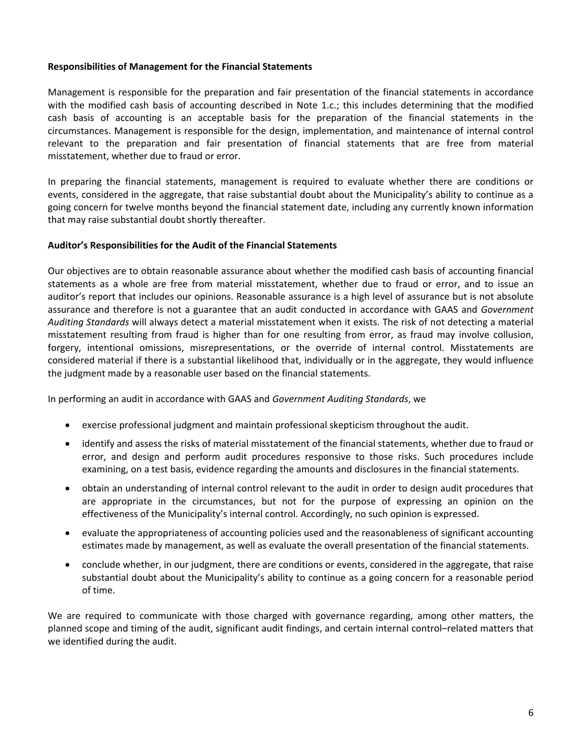**Responsibilities of Management for the Financial Statements**

Management is responsible for the preparation and fair presentation of the financial statements in accordance with the modified cash basis of accounting described in Note 1.c.; this includes determining that the modified cash basis of accounting is an acceptable basis for the preparation of the financial statements in the circumstances. Management is responsible for the design, implementation, and maintenance of internal control relevant to the preparation and fair presentation of financial statements that are free from material misstatement, whether due to fraud or error.

In preparing the financial statements, management is required to evaluate whether there are conditions or events, considered in the aggregate, that raise substantial doubt about the Municipality's ability to continue as a going concern for twelve months beyond the financial statement date, including any currently known information that may raise substantial doubt shortly thereafter.

**Auditor's Responsibilities for the Audit of the Financial Statements**

Our objectives are to obtain reasonable assurance about whether the modified cash basis of accounting financial statements as a whole are free from material misstatement, whether due to fraud or error, and to issue an auditor's report that includes our opinions. Reasonable assurance is a high level of assurance but is not absolute assurance and therefore is not a guarantee that an audit conducted in accordance with GAAS and *Government Auditing Standards* will always detect a material misstatement when it exists. The risk of not detecting a material misstatement resulting from fraud is higher than for one resulting from error, as fraud may involve collusion, forgery, intentional omissions, misrepresentations, or the override of internal control. Misstatements are considered material if there is a substantial likelihood that, individually or in the aggregate, they would influence the judgment made by a reasonable user based on the financial statements.

In performing an audit in accordance with GAAS and *Government Auditing Standards*, we

- exercise professional judgment and maintain professional skepticism throughout the audit.
- identify and assess the risks of material misstatement of the financial statements, whether due to fraud or error, and design and perform audit procedures responsive to those risks. Such procedures include examining, on a test basis, evidence regarding the amounts and disclosures in the financial statements.
- obtain an understanding of internal control relevant to the audit in order to design audit procedures that are appropriate in the circumstances, but not for the purpose of expressing an opinion on the effectiveness of the Municipality's internal control. Accordingly, no such opinion is expressed.
- evaluate the appropriateness of accounting policies used and the reasonableness of significant accounting estimates made by management, as well as evaluate the overall presentation of the financial statements.
- conclude whether, in our judgment, there are conditions or events, considered in the aggregate, that raise substantial doubt about the Municipality's ability to continue as a going concern for a reasonable period of time.

We are required to communicate with those charged with governance regarding, among other matters, the planned scope and timing of the audit, significant audit findings, and certain internal control–related matters that we identified during the audit.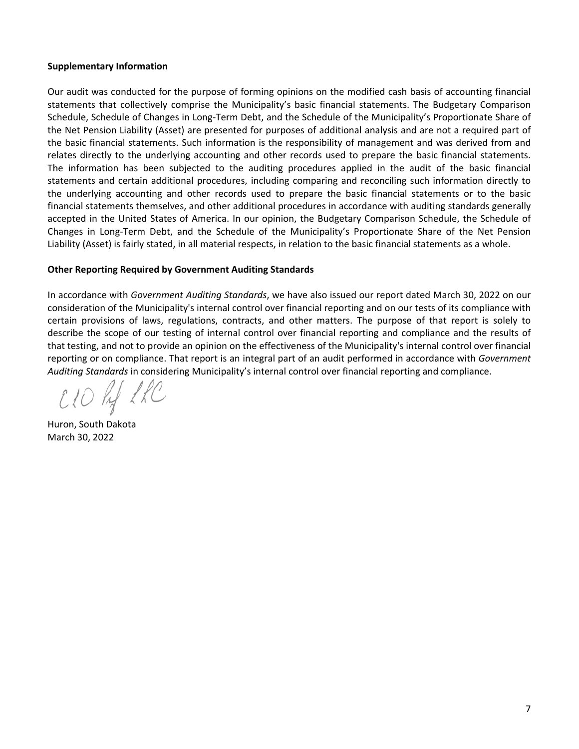**Supplementary Information**

Our audit was conducted for the purpose of forming opinions on the modified cash basis of accounting financial statements that collectively comprise the Municipality's basic financial statements. The Budgetary Comparison Schedule, Schedule of Changes in Long-Term Debt, and the Schedule of the Municipality's Proportionate Share of the Net Pension Liability (Asset) are presented for purposes of additional analysis and are not a required part of the basic financial statements. Such information is the responsibility of management and was derived from and relates directly to the underlying accounting and other records used to prepare the basic financial statements. The information has been subjected to the auditing procedures applied in the audit of the basic financial statements and certain additional procedures, including comparing and reconciling such information directly to the underlying accounting and other records used to prepare the basic financial statements or to the basic financial statements themselves, and other additional procedures in accordance with auditing standards generally accepted in the United States of America. In our opinion, the Budgetary Comparison Schedule, the Schedule of Changes in Long-Term Debt, and the Schedule of the Municipality's Proportionate Share of the Net Pension Liability (Asset) is fairly stated, in all material respects, in relation to the basic financial statements as a whole.

**Other Reporting Required by Government Auditing Standards**

In accordance with *Government Auditing Standards*, we have also issued our report dated March 30, 2022 on our consideration of the Municipality's internal control over financial reporting and on our tests of its compliance with certain provisions of laws, regulations, contracts, and other matters. The purpose of that report is solely to describe the scope of our testing of internal control over financial reporting and compliance and the results of that testing, and not to provide an opinion on the effectiveness of the Municipality's internal control over financial reporting or on compliance. That report is an integral part of an audit performed in accordance with *Government Auditing Standards* in considering Municipality's internal control over financial reporting and compliance.

ELO Prof LLC

Huron, South Dakota
March 30, 2022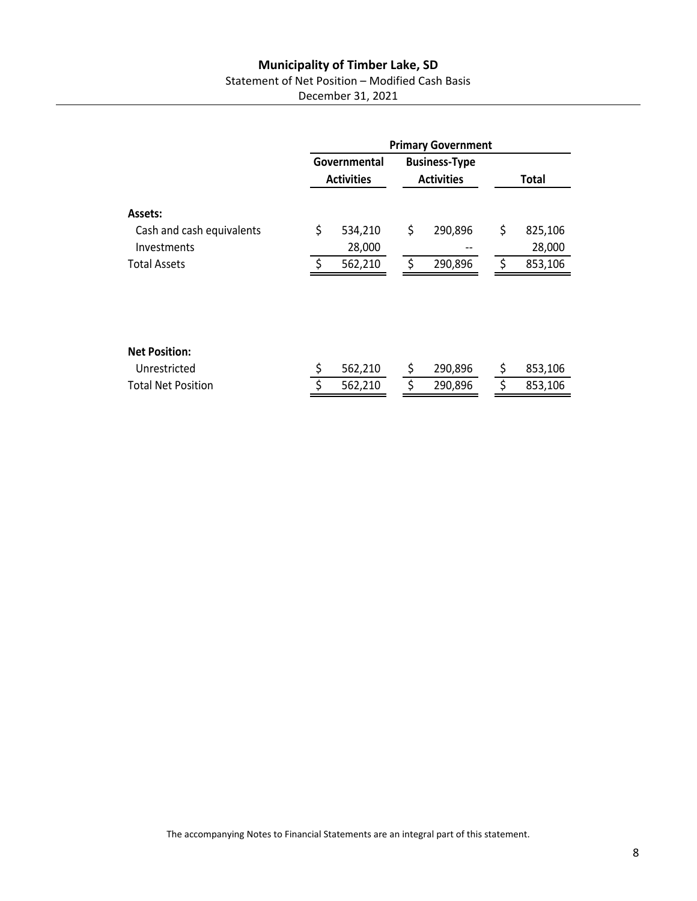# Municipality of Timber Lake, SD

Statement of Net Position – Modified Cash Basis

December 31, 2021

| | Primary Government | | |
|---|---|---|---|
| | Governmental Activities | Business-Type Activities | Total |
| **Assets:** | | | |
| Cash and cash equivalents | $ 534,210 | $ 290,896 | $ 825,106 |
| Investments | 28,000 | -- | 28,000 |
| Total Assets | $ 562,210 | $ 290,896 | $ 853,106 |
| **Net Position:** | | | |
| Unrestricted | $ 562,210 | $ 290,896 | $ 853,106 |
| Total Net Position | $ 562,210 | $ 290,896 | $ 853,106 |

The accompanying Notes to Financial Statements are an integral part of this statement.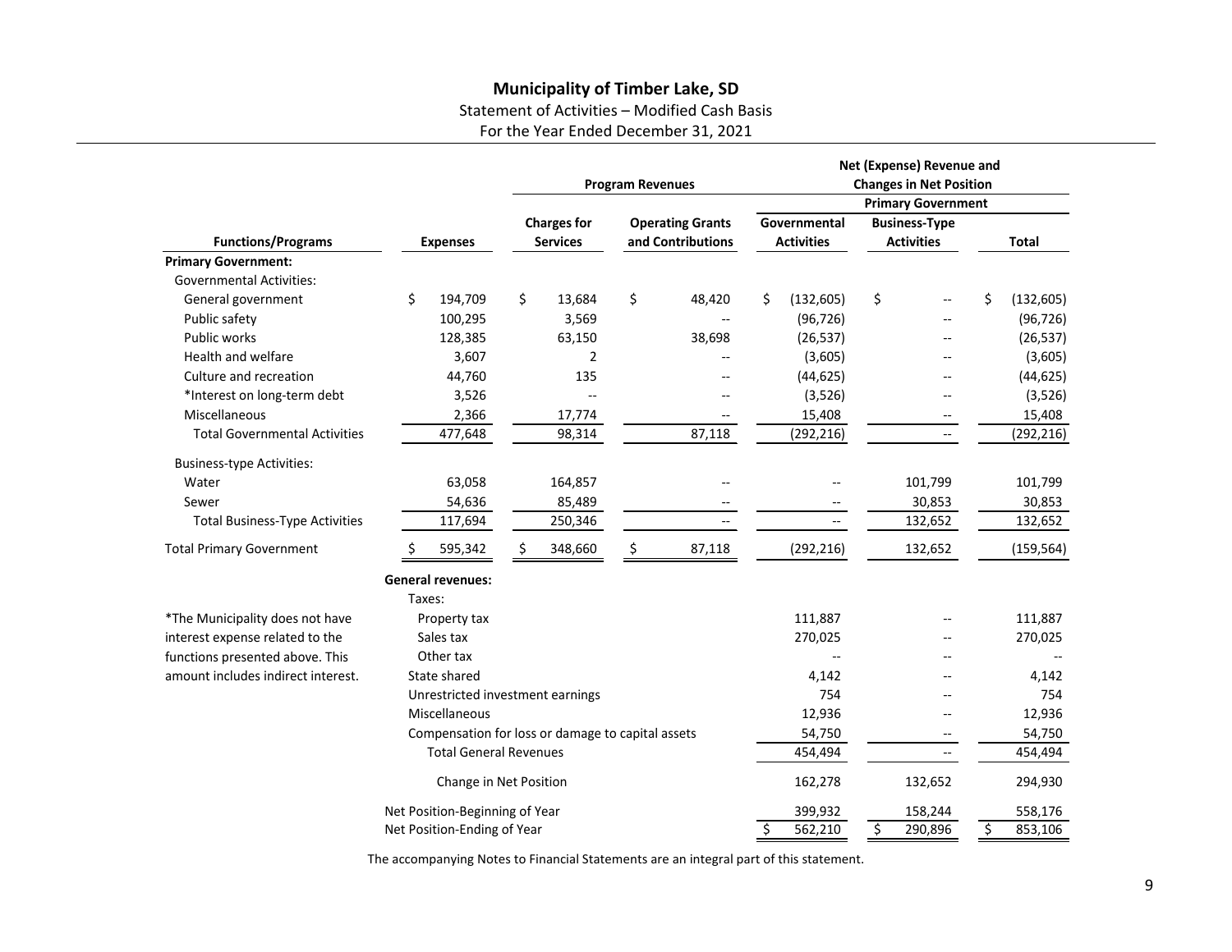# Municipality of Timber Lake, SD

Statement of Activities – Modified Cash Basis

For the Year Ended December 31, 2021

| | | Program Revenues | | Net (Expense) Revenue and Changes in Net Position | | |
|---|---|---|---|---|---|---|
| | | | | Primary Government | | |
| **Functions/Programs** | **Expenses** | **Charges for Services** | **Operating Grants and Contributions** | **Governmental Activities** | **Business-Type Activities** | **Total** |
| **Primary Government:** | | | | | | |
| Governmental Activities: | | | | | | |
| General government | $ 194,709 | $ 13,684 | $ 48,420 | $ (132,605) | $ -- | $ (132,605) |
| Public safety | 100,295 | 3,569 | -- | (96,726) | -- | (96,726) |
| Public works | 128,385 | 63,150 | 38,698 | (26,537) | -- | (26,537) |
| Health and welfare | 3,607 | 2 | -- | (3,605) | -- | (3,605) |
| Culture and recreation | 44,760 | 135 | -- | (44,625) | -- | (44,625) |
| *Interest on long-term debt | 3,526 | -- | -- | (3,526) | -- | (3,526) |
| Miscellaneous | 2,366 | 17,774 | -- | 15,408 | -- | 15,408 |
| Total Governmental Activities | 477,648 | 98,314 | 87,118 | (292,216) | -- | (292,216) |
| Business-type Activities: | | | | | | |
| Water | 63,058 | 164,857 | -- | -- | 101,799 | 101,799 |
| Sewer | 54,636 | 85,489 | -- | -- | 30,853 | 30,853 |
| Total Business-Type Activities | 117,694 | 250,346 | -- | -- | 132,652 | 132,652 |
| Total Primary Government | $ 595,342 | $ 348,660 | $ 87,118 | (292,216) | 132,652 | (159,564) |
| | **General revenues:** | | | | | |
| | Taxes: | | | | | |
| | Property tax | | | 111,887 | -- | 111,887 |
| | Sales tax | | | 270,025 | -- | 270,025 |
| | Other tax | | | -- | -- | -- |
| | State shared | | | 4,142 | -- | 4,142 |
| | Unrestricted investment earnings | | | 754 | -- | 754 |
| | Miscellaneous | | | 12,936 | -- | 12,936 |
| | Compensation for loss or damage to capital assets | | | 54,750 | -- | 54,750 |
| | Total General Revenues | | | 454,494 | -- | 454,494 |
| | Change in Net Position | | | 162,278 | 132,652 | 294,930 |
| | Net Position-Beginning of Year | | | 399,932 | 158,244 | 558,176 |
| | Net Position-Ending of Year | | | $ 562,210 | $ 290,896 | $ 853,106 |

*The Municipality does not have interest expense related to the functions presented above. This amount includes indirect interest.

The accompanying Notes to Financial Statements are an integral part of this statement.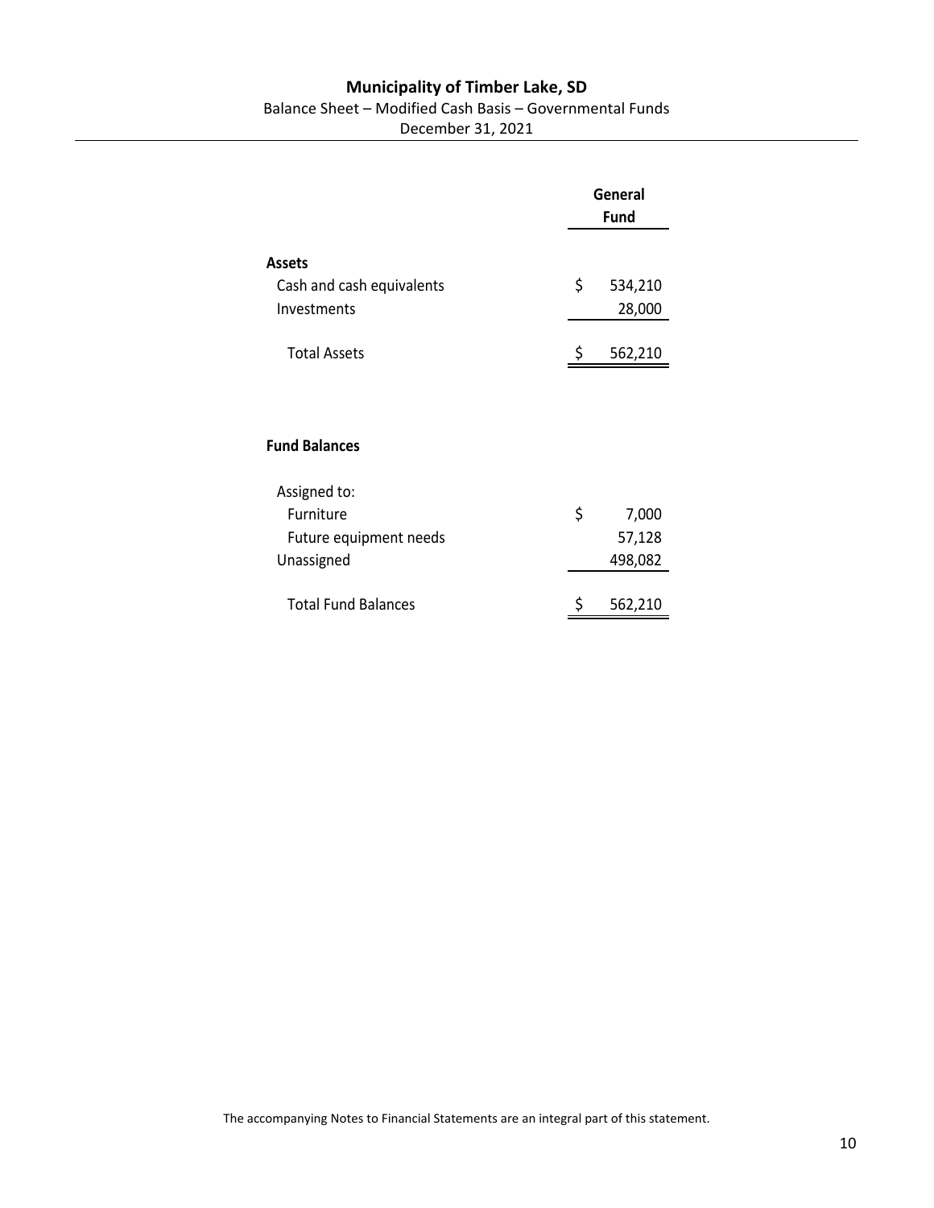# Municipality of Timber Lake, SD

Balance Sheet – Modified Cash Basis – Governmental Funds

December 31, 2021

| | General Fund |
|---|---|
| **Assets** | |
| Cash and cash equivalents | $ 534,210 |
| Investments | 28,000 |
| Total Assets | $ 562,210 |
| | |
| **Fund Balances** | |
| Assigned to: | |
| Furniture | $ 7,000 |
| Future equipment needs | 57,128 |
| Unassigned | 498,082 |
| Total Fund Balances | $ 562,210 |

The accompanying Notes to Financial Statements are an integral part of this statement.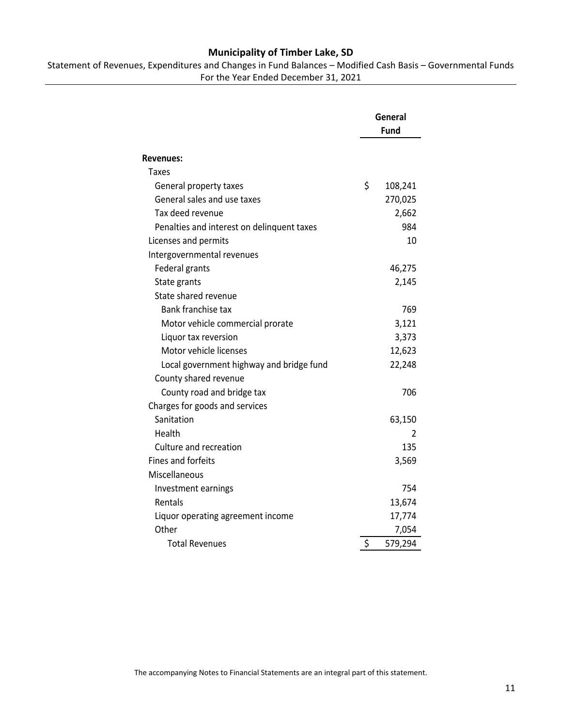# Municipality of Timber Lake, SD

Statement of Revenues, Expenditures and Changes in Fund Balances – Modified Cash Basis – Governmental Funds
For the Year Ended December 31, 2021

| | General Fund |
|---|---|
| **Revenues:** | |
| Taxes | |
| General property taxes | $ 108,241 |
| General sales and use taxes | 270,025 |
| Tax deed revenue | 2,662 |
| Penalties and interest on delinquent taxes | 984 |
| Licenses and permits | 10 |
| Intergovernmental revenues | |
| Federal grants | 46,275 |
| State grants | 2,145 |
| State shared revenue | |
| Bank franchise tax | 769 |
| Motor vehicle commercial prorate | 3,121 |
| Liquor tax reversion | 3,373 |
| Motor vehicle licenses | 12,623 |
| Local government highway and bridge fund | 22,248 |
| County shared revenue | |
| County road and bridge tax | 706 |
| Charges for goods and services | |
| Sanitation | 63,150 |
| Health | 2 |
| Culture and recreation | 135 |
| Fines and forfeits | 3,569 |
| Miscellaneous | |
| Investment earnings | 754 |
| Rentals | 13,674 |
| Liquor operating agreement income | 17,774 |
| Other | 7,054 |
| Total Revenues | $ 579,294 |

The accompanying Notes to Financial Statements are an integral part of this statement.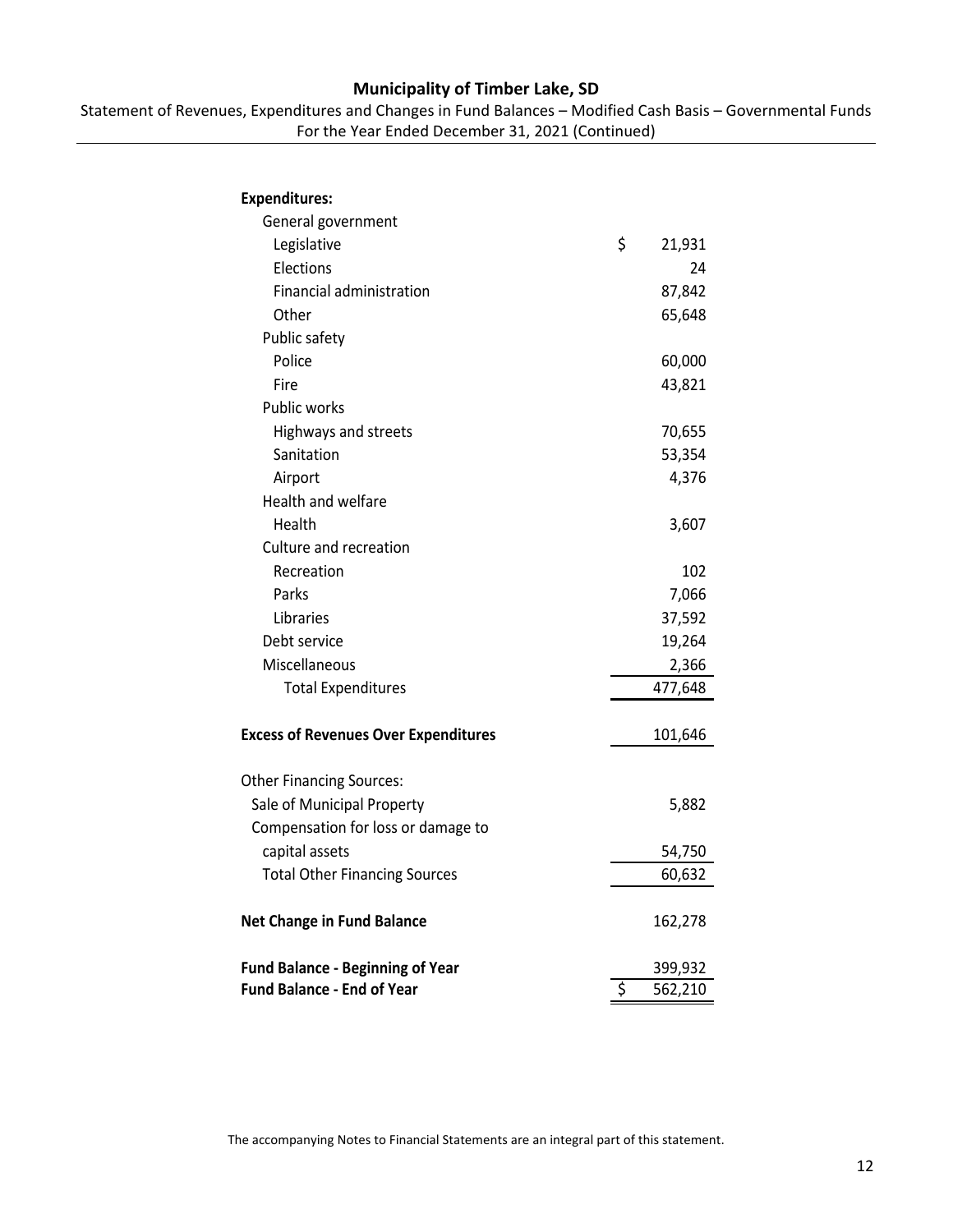# Municipality of Timber Lake, SD

Statement of Revenues, Expenditures and Changes in Fund Balances – Modified Cash Basis – Governmental Funds
For the Year Ended December 31, 2021 (Continued)

| | |
|---|---|
| **Expenditures:** | |
| General government | |
| Legislative | $ 21,931 |
| Elections | 24 |
| Financial administration | 87,842 |
| Other | 65,648 |
| Public safety | |
| Police | 60,000 |
| Fire | 43,821 |
| Public works | |
| Highways and streets | 70,655 |
| Sanitation | 53,354 |
| Airport | 4,376 |
| Health and welfare | |
| Health | 3,607 |
| Culture and recreation | |
| Recreation | 102 |
| Parks | 7,066 |
| Libraries | 37,592 |
| Debt service | 19,264 |
| Miscellaneous | 2,366 |
| Total Expenditures | 477,648 |
| **Excess of Revenues Over Expenditures** | 101,646 |
| Other Financing Sources: | |
| Sale of Municipal Property | 5,882 |
| Compensation for loss or damage to capital assets | 54,750 |
| Total Other Financing Sources | 60,632 |
| **Net Change in Fund Balance** | 162,278 |
| **Fund Balance - Beginning of Year** | 399,932 |
| **Fund Balance - End of Year** | $ 562,210 |

The accompanying Notes to Financial Statements are an integral part of this statement.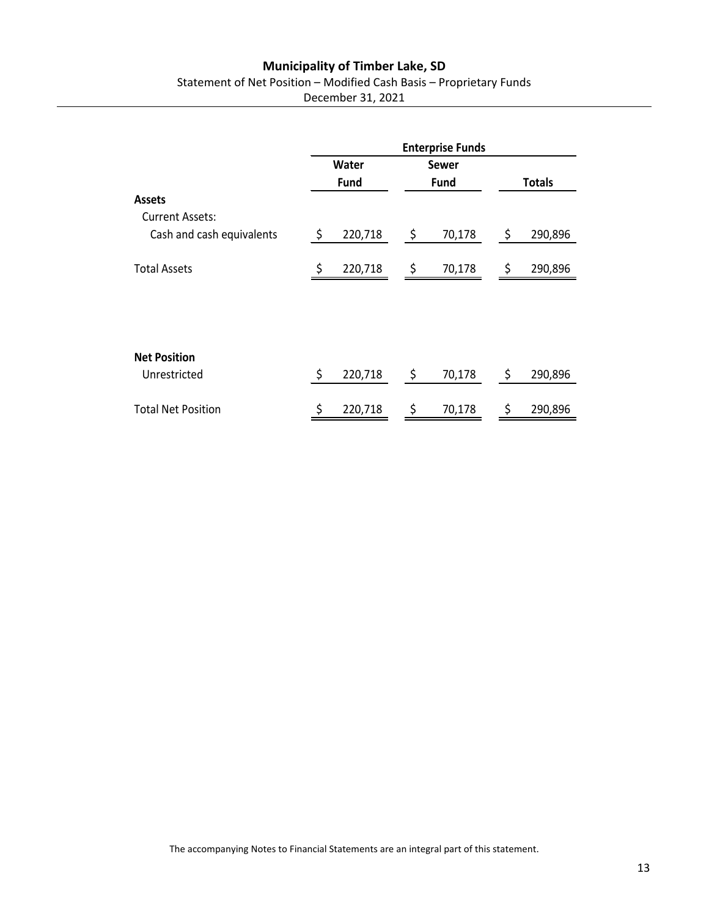# Municipality of Timber Lake, SD

Statement of Net Position – Modified Cash Basis – Proprietary Funds

December 31, 2021

| | Enterprise Funds | | |
|---|---|---|---|
| | Water Fund | Sewer Fund | Totals |
| **Assets** | | | |
| Current Assets: | | | |
| Cash and cash equivalents | $ 220,718 | $ 70,178 | $ 290,896 |
| Total Assets | $ 220,718 | $ 70,178 | $ 290,896 |
| **Net Position** | | | |
| Unrestricted | $ 220,718 | $ 70,178 | $ 290,896 |
| Total Net Position | $ 220,718 | $ 70,178 | $ 290,896 |

The accompanying Notes to Financial Statements are an integral part of this statement.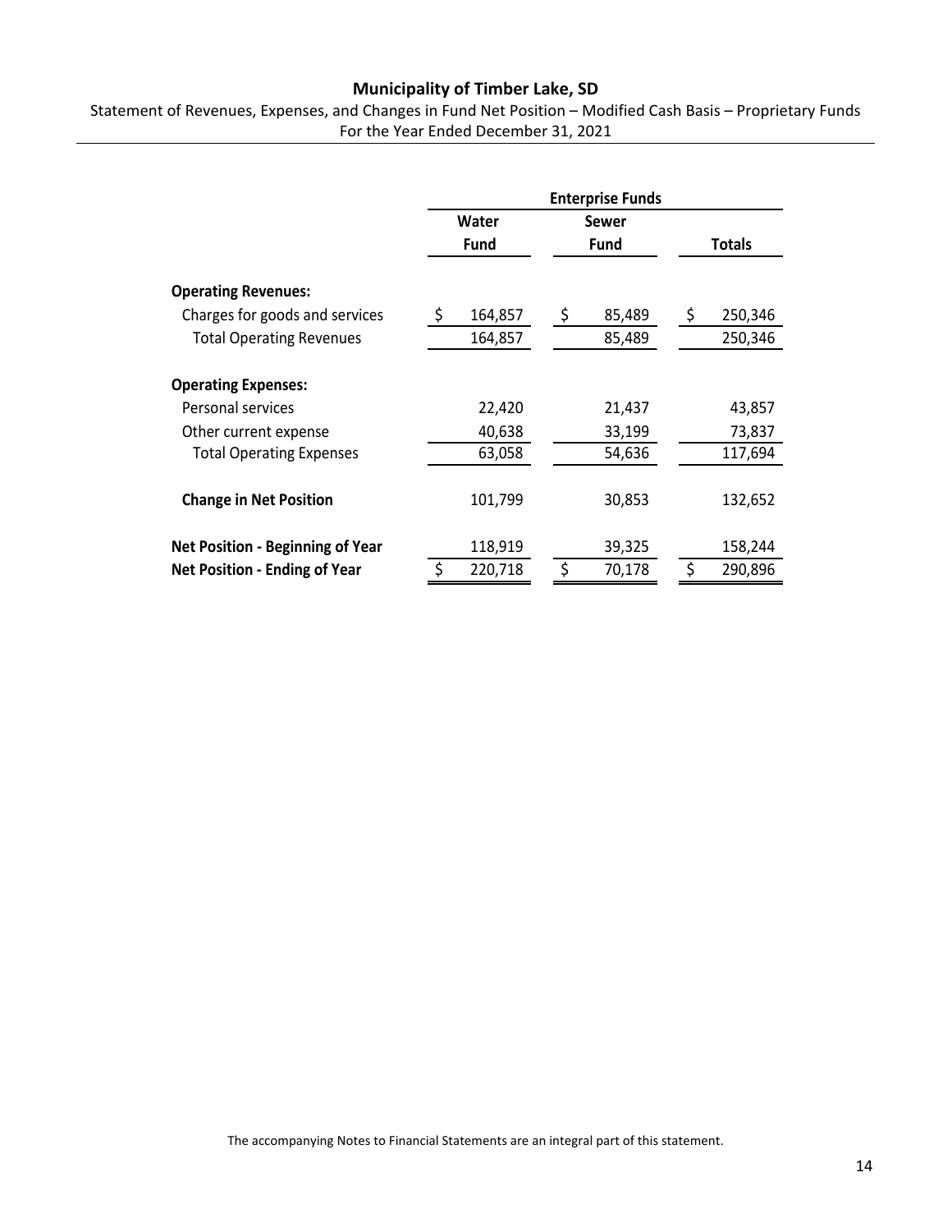# Municipality of Timber Lake, SD

Statement of Revenues, Expenses, and Changes in Fund Net Position – Modified Cash Basis – Proprietary Funds
For the Year Ended December 31, 2021

| | Enterprise Funds | | |
|---|---|---|---|
| | Water Fund | Sewer Fund | Totals |
| **Operating Revenues:** | | | |
| Charges for goods and services | $ 164,857 | $ 85,489 | $ 250,346 |
| Total Operating Revenues | 164,857 | 85,489 | 250,346 |
| **Operating Expenses:** | | | |
| Personal services | 22,420 | 21,437 | 43,857 |
| Other current expense | 40,638 | 33,199 | 73,837 |
| Total Operating Expenses | 63,058 | 54,636 | 117,694 |
| **Change in Net Position** | 101,799 | 30,853 | 132,652 |
| **Net Position - Beginning of Year** | 118,919 | 39,325 | 158,244 |
| **Net Position - Ending of Year** | $ 220,718 | $ 70,178 | $ 290,896 |

The accompanying Notes to Financial Statements are an integral part of this statement.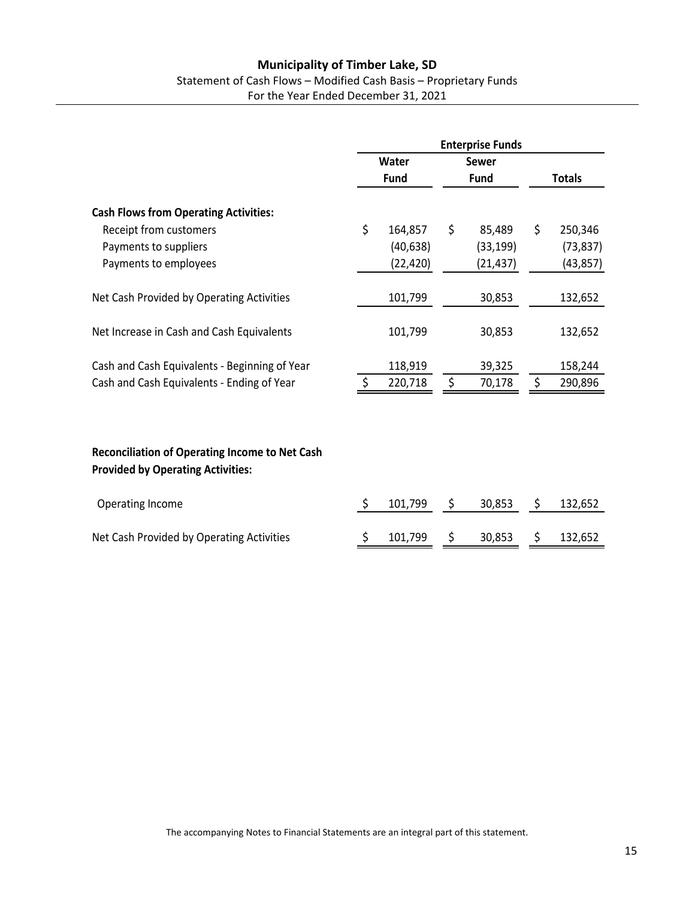# Municipality of Timber Lake, SD

Statement of Cash Flows – Modified Cash Basis – Proprietary Funds
For the Year Ended December 31, 2021

| | Enterprise Funds | | |
|---|---|---|---|
| | Water Fund | Sewer Fund | Totals |
| **Cash Flows from Operating Activities:** | | | |
| Receipt from customers | $ 164,857 | $ 85,489 | $ 250,346 |
| Payments to suppliers | (40,638) | (33,199) | (73,837) |
| Payments to employees | (22,420) | (21,437) | (43,857) |
| Net Cash Provided by Operating Activities | 101,799 | 30,853 | 132,652 |
| Net Increase in Cash and Cash Equivalents | 101,799 | 30,853 | 132,652 |
| Cash and Cash Equivalents - Beginning of Year | 118,919 | 39,325 | 158,244 |
| Cash and Cash Equivalents - Ending of Year | $ 220,718 | $ 70,178 | $ 290,896 |
| **Reconciliation of Operating Income to Net Cash Provided by Operating Activities:** | | | |
| Operating Income | $ 101,799 | $ 30,853 | $ 132,652 |
| Net Cash Provided by Operating Activities | $ 101,799 | $ 30,853 | $ 132,652 |

The accompanying Notes to Financial Statements are an integral part of this statement.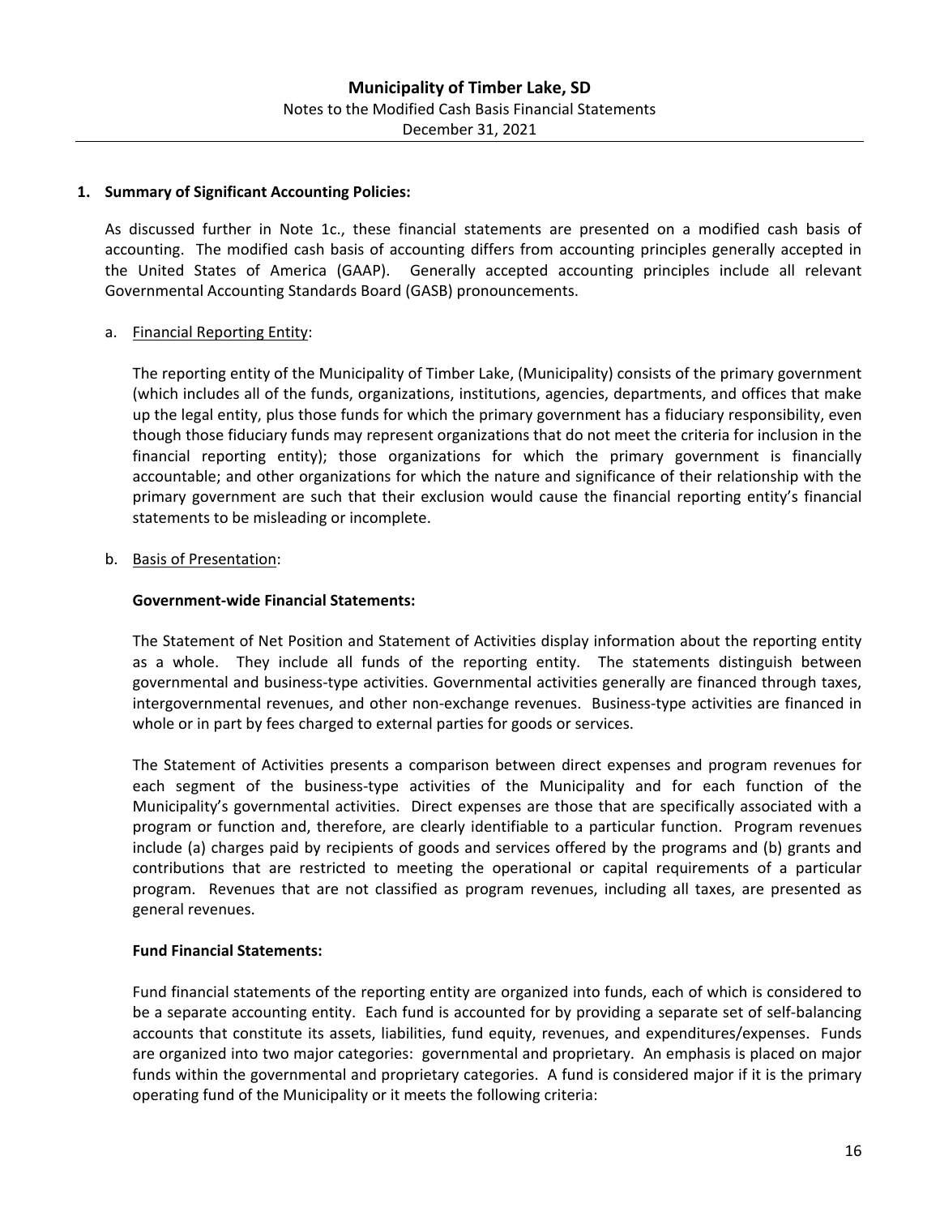### 1. Summary of Significant Accounting Policies:

As discussed further in Note 1c., these financial statements are presented on a modified cash basis of accounting. The modified cash basis of accounting differs from accounting principles generally accepted in the United States of America (GAAP). Generally accepted accounting principles include all relevant Governmental Accounting Standards Board (GASB) pronouncements.

a. Financial Reporting Entity:

The reporting entity of the Municipality of Timber Lake, (Municipality) consists of the primary government (which includes all of the funds, organizations, institutions, agencies, departments, and offices that make up the legal entity, plus those funds for which the primary government has a fiduciary responsibility, even though those fiduciary funds may represent organizations that do not meet the criteria for inclusion in the financial reporting entity); those organizations for which the primary government is financially accountable; and other organizations for which the nature and significance of their relationship with the primary government are such that their exclusion would cause the financial reporting entity's financial statements to be misleading or incomplete.

b. Basis of Presentation:

**Government-wide Financial Statements:**

The Statement of Net Position and Statement of Activities display information about the reporting entity as a whole. They include all funds of the reporting entity. The statements distinguish between governmental and business-type activities. Governmental activities generally are financed through taxes, intergovernmental revenues, and other non-exchange revenues. Business-type activities are financed in whole or in part by fees charged to external parties for goods or services.

The Statement of Activities presents a comparison between direct expenses and program revenues for each segment of the business-type activities of the Municipality and for each function of the Municipality's governmental activities. Direct expenses are those that are specifically associated with a program or function and, therefore, are clearly identifiable to a particular function. Program revenues include (a) charges paid by recipients of goods and services offered by the programs and (b) grants and contributions that are restricted to meeting the operational or capital requirements of a particular program. Revenues that are not classified as program revenues, including all taxes, are presented as general revenues.

**Fund Financial Statements:**

Fund financial statements of the reporting entity are organized into funds, each of which is considered to be a separate accounting entity. Each fund is accounted for by providing a separate set of self-balancing accounts that constitute its assets, liabilities, fund equity, revenues, and expenditures/expenses. Funds are organized into two major categories: governmental and proprietary. An emphasis is placed on major funds within the governmental and proprietary categories. A fund is considered major if it is the primary operating fund of the Municipality or it meets the following criteria: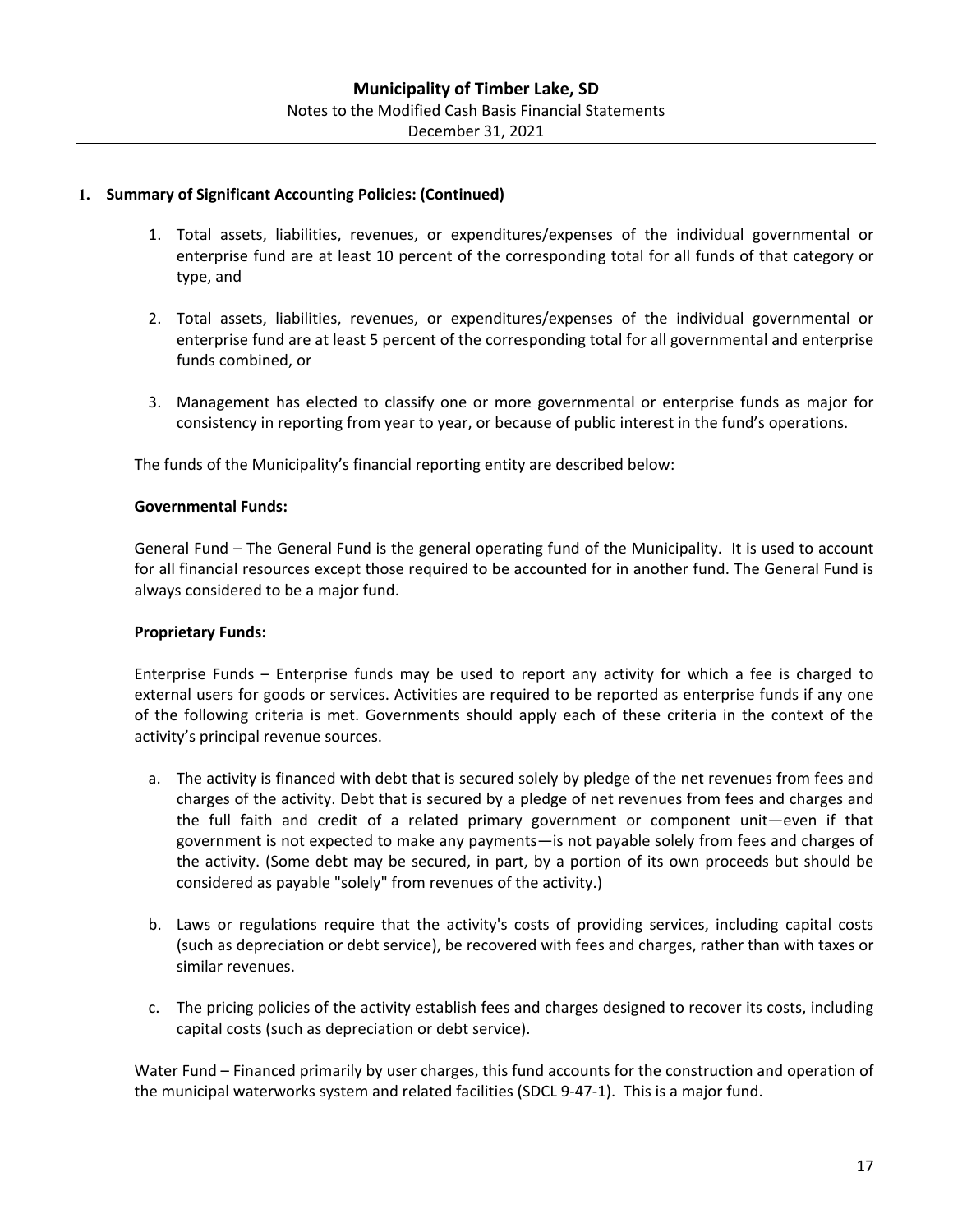## 1. Summary of Significant Accounting Policies: (Continued)

1. Total assets, liabilities, revenues, or expenditures/expenses of the individual governmental or enterprise fund are at least 10 percent of the corresponding total for all funds of that category or type, and

2. Total assets, liabilities, revenues, or expenditures/expenses of the individual governmental or enterprise fund are at least 5 percent of the corresponding total for all governmental and enterprise funds combined, or

3. Management has elected to classify one or more governmental or enterprise funds as major for consistency in reporting from year to year, or because of public interest in the fund's operations.

The funds of the Municipality's financial reporting entity are described below:

**Governmental Funds:**

General Fund – The General Fund is the general operating fund of the Municipality. It is used to account for all financial resources except those required to be accounted for in another fund. The General Fund is always considered to be a major fund.

**Proprietary Funds:**

Enterprise Funds – Enterprise funds may be used to report any activity for which a fee is charged to external users for goods or services. Activities are required to be reported as enterprise funds if any one of the following criteria is met. Governments should apply each of these criteria in the context of the activity's principal revenue sources.

a. The activity is financed with debt that is secured solely by pledge of the net revenues from fees and charges of the activity. Debt that is secured by a pledge of net revenues from fees and charges and the full faith and credit of a related primary government or component unit—even if that government is not expected to make any payments—is not payable solely from fees and charges of the activity. (Some debt may be secured, in part, by a portion of its own proceeds but should be considered as payable "solely" from revenues of the activity.)

b. Laws or regulations require that the activity's costs of providing services, including capital costs (such as depreciation or debt service), be recovered with fees and charges, rather than with taxes or similar revenues.

c. The pricing policies of the activity establish fees and charges designed to recover its costs, including capital costs (such as depreciation or debt service).

Water Fund – Financed primarily by user charges, this fund accounts for the construction and operation of the municipal waterworks system and related facilities (SDCL 9-47-1). This is a major fund.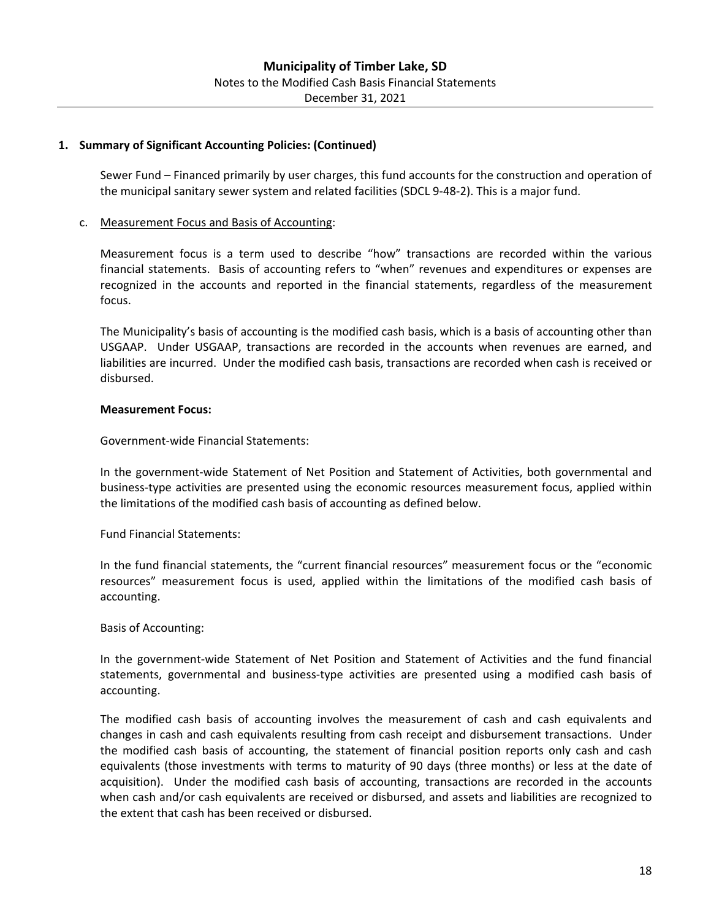## 1. Summary of Significant Accounting Policies: (Continued)

Sewer Fund – Financed primarily by user charges, this fund accounts for the construction and operation of the municipal sanitary sewer system and related facilities (SDCL 9-48-2). This is a major fund.

c. Measurement Focus and Basis of Accounting:

Measurement focus is a term used to describe "how" transactions are recorded within the various financial statements. Basis of accounting refers to "when" revenues and expenditures or expenses are recognized in the accounts and reported in the financial statements, regardless of the measurement focus.

The Municipality's basis of accounting is the modified cash basis, which is a basis of accounting other than USGAAP. Under USGAAP, transactions are recorded in the accounts when revenues are earned, and liabilities are incurred. Under the modified cash basis, transactions are recorded when cash is received or disbursed.

**Measurement Focus:**

Government-wide Financial Statements:

In the government-wide Statement of Net Position and Statement of Activities, both governmental and business-type activities are presented using the economic resources measurement focus, applied within the limitations of the modified cash basis of accounting as defined below.

Fund Financial Statements:

In the fund financial statements, the "current financial resources" measurement focus or the "economic resources" measurement focus is used, applied within the limitations of the modified cash basis of accounting.

Basis of Accounting:

In the government-wide Statement of Net Position and Statement of Activities and the fund financial statements, governmental and business-type activities are presented using a modified cash basis of accounting.

The modified cash basis of accounting involves the measurement of cash and cash equivalents and changes in cash and cash equivalents resulting from cash receipt and disbursement transactions. Under the modified cash basis of accounting, the statement of financial position reports only cash and cash equivalents (those investments with terms to maturity of 90 days (three months) or less at the date of acquisition). Under the modified cash basis of accounting, transactions are recorded in the accounts when cash and/or cash equivalents are received or disbursed, and assets and liabilities are recognized to the extent that cash has been received or disbursed.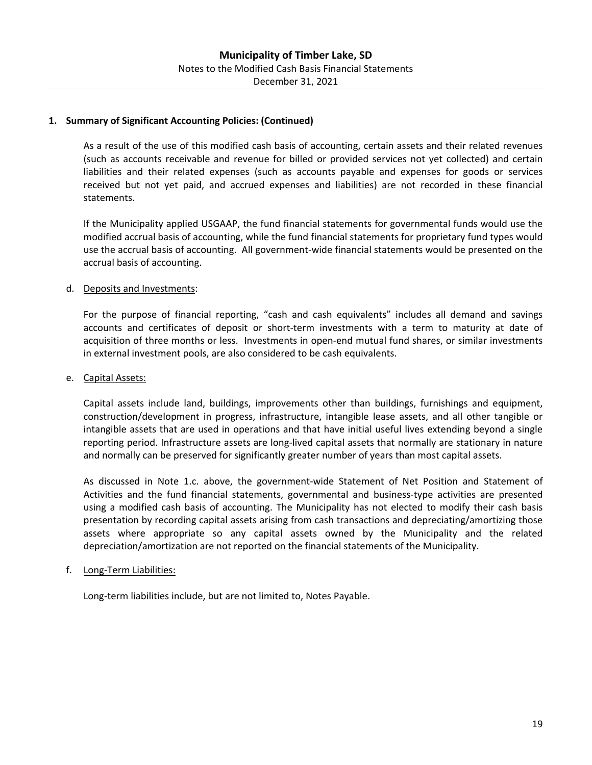## 1. Summary of Significant Accounting Policies: (Continued)

As a result of the use of this modified cash basis of accounting, certain assets and their related revenues (such as accounts receivable and revenue for billed or provided services not yet collected) and certain liabilities and their related expenses (such as accounts payable and expenses for goods or services received but not yet paid, and accrued expenses and liabilities) are not recorded in these financial statements.

If the Municipality applied USGAAP, the fund financial statements for governmental funds would use the modified accrual basis of accounting, while the fund financial statements for proprietary fund types would use the accrual basis of accounting. All government-wide financial statements would be presented on the accrual basis of accounting.

d. Deposits and Investments:

For the purpose of financial reporting, "cash and cash equivalents" includes all demand and savings accounts and certificates of deposit or short-term investments with a term to maturity at date of acquisition of three months or less. Investments in open-end mutual fund shares, or similar investments in external investment pools, are also considered to be cash equivalents.

e. Capital Assets:

Capital assets include land, buildings, improvements other than buildings, furnishings and equipment, construction/development in progress, infrastructure, intangible lease assets, and all other tangible or intangible assets that are used in operations and that have initial useful lives extending beyond a single reporting period. Infrastructure assets are long-lived capital assets that normally are stationary in nature and normally can be preserved for significantly greater number of years than most capital assets.

As discussed in Note 1.c. above, the government-wide Statement of Net Position and Statement of Activities and the fund financial statements, governmental and business-type activities are presented using a modified cash basis of accounting. The Municipality has not elected to modify their cash basis presentation by recording capital assets arising from cash transactions and depreciating/amortizing those assets where appropriate so any capital assets owned by the Municipality and the related depreciation/amortization are not reported on the financial statements of the Municipality.

f. Long-Term Liabilities:

Long-term liabilities include, but are not limited to, Notes Payable.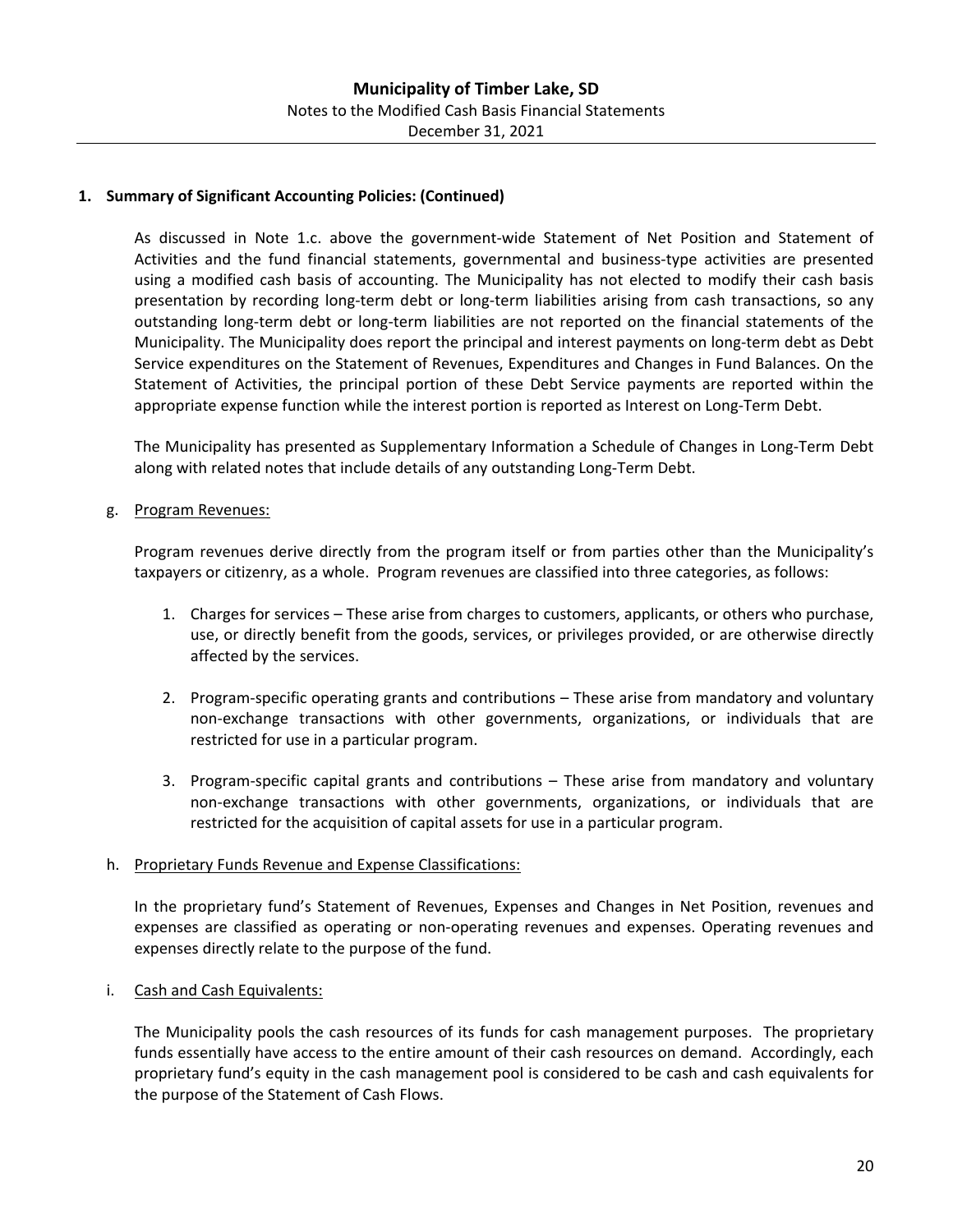## 1. Summary of Significant Accounting Policies: (Continued)

As discussed in Note 1.c. above the government-wide Statement of Net Position and Statement of Activities and the fund financial statements, governmental and business-type activities are presented using a modified cash basis of accounting. The Municipality has not elected to modify their cash basis presentation by recording long-term debt or long-term liabilities arising from cash transactions, so any outstanding long-term debt or long-term liabilities are not reported on the financial statements of the Municipality. The Municipality does report the principal and interest payments on long-term debt as Debt Service expenditures on the Statement of Revenues, Expenditures and Changes in Fund Balances. On the Statement of Activities, the principal portion of these Debt Service payments are reported within the appropriate expense function while the interest portion is reported as Interest on Long-Term Debt.

The Municipality has presented as Supplementary Information a Schedule of Changes in Long-Term Debt along with related notes that include details of any outstanding Long-Term Debt.

g. Program Revenues:

Program revenues derive directly from the program itself or from parties other than the Municipality's taxpayers or citizenry, as a whole. Program revenues are classified into three categories, as follows:

1. Charges for services – These arise from charges to customers, applicants, or others who purchase, use, or directly benefit from the goods, services, or privileges provided, or are otherwise directly affected by the services.

2. Program-specific operating grants and contributions – These arise from mandatory and voluntary non-exchange transactions with other governments, organizations, or individuals that are restricted for use in a particular program.

3. Program-specific capital grants and contributions – These arise from mandatory and voluntary non-exchange transactions with other governments, organizations, or individuals that are restricted for the acquisition of capital assets for use in a particular program.

h. Proprietary Funds Revenue and Expense Classifications:

In the proprietary fund's Statement of Revenues, Expenses and Changes in Net Position, revenues and expenses are classified as operating or non-operating revenues and expenses. Operating revenues and expenses directly relate to the purpose of the fund.

i. Cash and Cash Equivalents:

The Municipality pools the cash resources of its funds for cash management purposes. The proprietary funds essentially have access to the entire amount of their cash resources on demand. Accordingly, each proprietary fund's equity in the cash management pool is considered to be cash and cash equivalents for the purpose of the Statement of Cash Flows.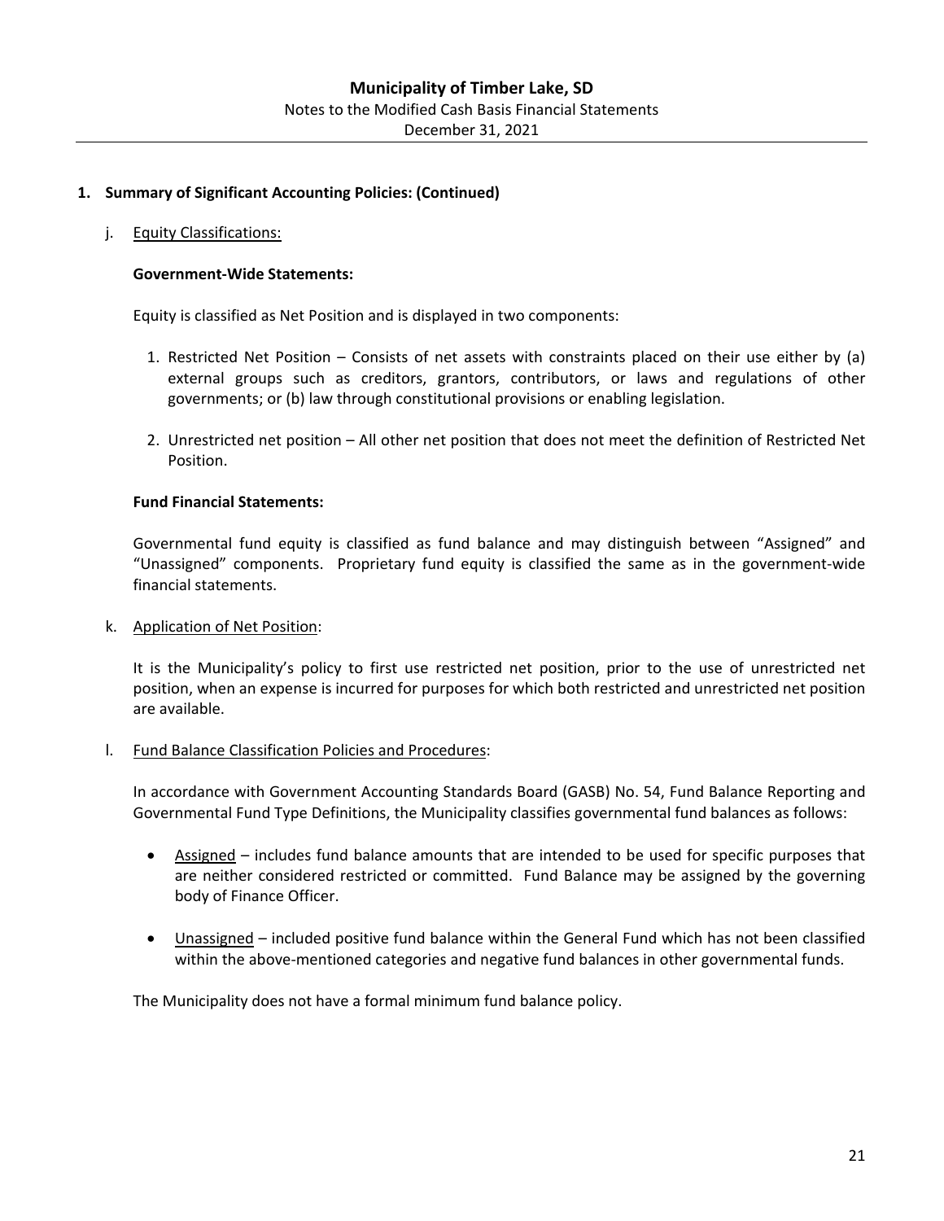# Municipality of Timber Lake, SD

Notes to the Modified Cash Basis Financial Statements

December 31, 2021

**1. Summary of Significant Accounting Policies: (Continued)**

j. Equity Classifications:

**Government-Wide Statements:**

Equity is classified as Net Position and is displayed in two components:

1. Restricted Net Position – Consists of net assets with constraints placed on their use either by (a) external groups such as creditors, grantors, contributors, or laws and regulations of other governments; or (b) law through constitutional provisions or enabling legislation.

2. Unrestricted net position – All other net position that does not meet the definition of Restricted Net Position.

**Fund Financial Statements:**

Governmental fund equity is classified as fund balance and may distinguish between "Assigned" and "Unassigned" components. Proprietary fund equity is classified the same as in the government-wide financial statements.

k. Application of Net Position:

It is the Municipality's policy to first use restricted net position, prior to the use of unrestricted net position, when an expense is incurred for purposes for which both restricted and unrestricted net position are available.

l. Fund Balance Classification Policies and Procedures:

In accordance with Government Accounting Standards Board (GASB) No. 54, Fund Balance Reporting and Governmental Fund Type Definitions, the Municipality classifies governmental fund balances as follows:

- Assigned – includes fund balance amounts that are intended to be used for specific purposes that are neither considered restricted or committed. Fund Balance may be assigned by the governing body of Finance Officer.

- Unassigned – included positive fund balance within the General Fund which has not been classified within the above-mentioned categories and negative fund balances in other governmental funds.

The Municipality does not have a formal minimum fund balance policy.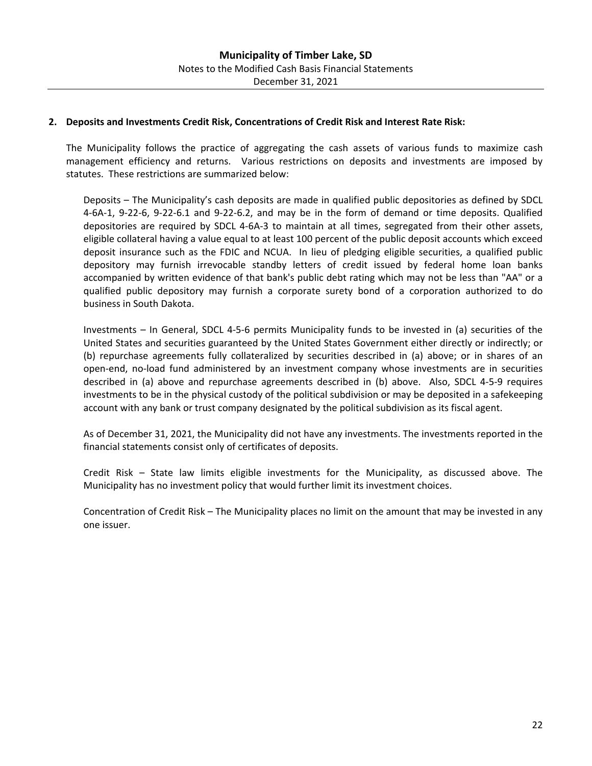**2. Deposits and Investments Credit Risk, Concentrations of Credit Risk and Interest Rate Risk:**

The Municipality follows the practice of aggregating the cash assets of various funds to maximize cash management efficiency and returns. Various restrictions on deposits and investments are imposed by statutes. These restrictions are summarized below:

Deposits – The Municipality's cash deposits are made in qualified public depositories as defined by SDCL 4-6A-1, 9-22-6, 9-22-6.1 and 9-22-6.2, and may be in the form of demand or time deposits. Qualified depositories are required by SDCL 4-6A-3 to maintain at all times, segregated from their other assets, eligible collateral having a value equal to at least 100 percent of the public deposit accounts which exceed deposit insurance such as the FDIC and NCUA. In lieu of pledging eligible securities, a qualified public depository may furnish irrevocable standby letters of credit issued by federal home loan banks accompanied by written evidence of that bank's public debt rating which may not be less than "AA" or a qualified public depository may furnish a corporate surety bond of a corporation authorized to do business in South Dakota.

Investments – In General, SDCL 4-5-6 permits Municipality funds to be invested in (a) securities of the United States and securities guaranteed by the United States Government either directly or indirectly; or (b) repurchase agreements fully collateralized by securities described in (a) above; or in shares of an open-end, no-load fund administered by an investment company whose investments are in securities described in (a) above and repurchase agreements described in (b) above. Also, SDCL 4-5-9 requires investments to be in the physical custody of the political subdivision or may be deposited in a safekeeping account with any bank or trust company designated by the political subdivision as its fiscal agent.

As of December 31, 2021, the Municipality did not have any investments. The investments reported in the financial statements consist only of certificates of deposits.

Credit Risk – State law limits eligible investments for the Municipality, as discussed above. The Municipality has no investment policy that would further limit its investment choices.

Concentration of Credit Risk – The Municipality places no limit on the amount that may be invested in any one issuer.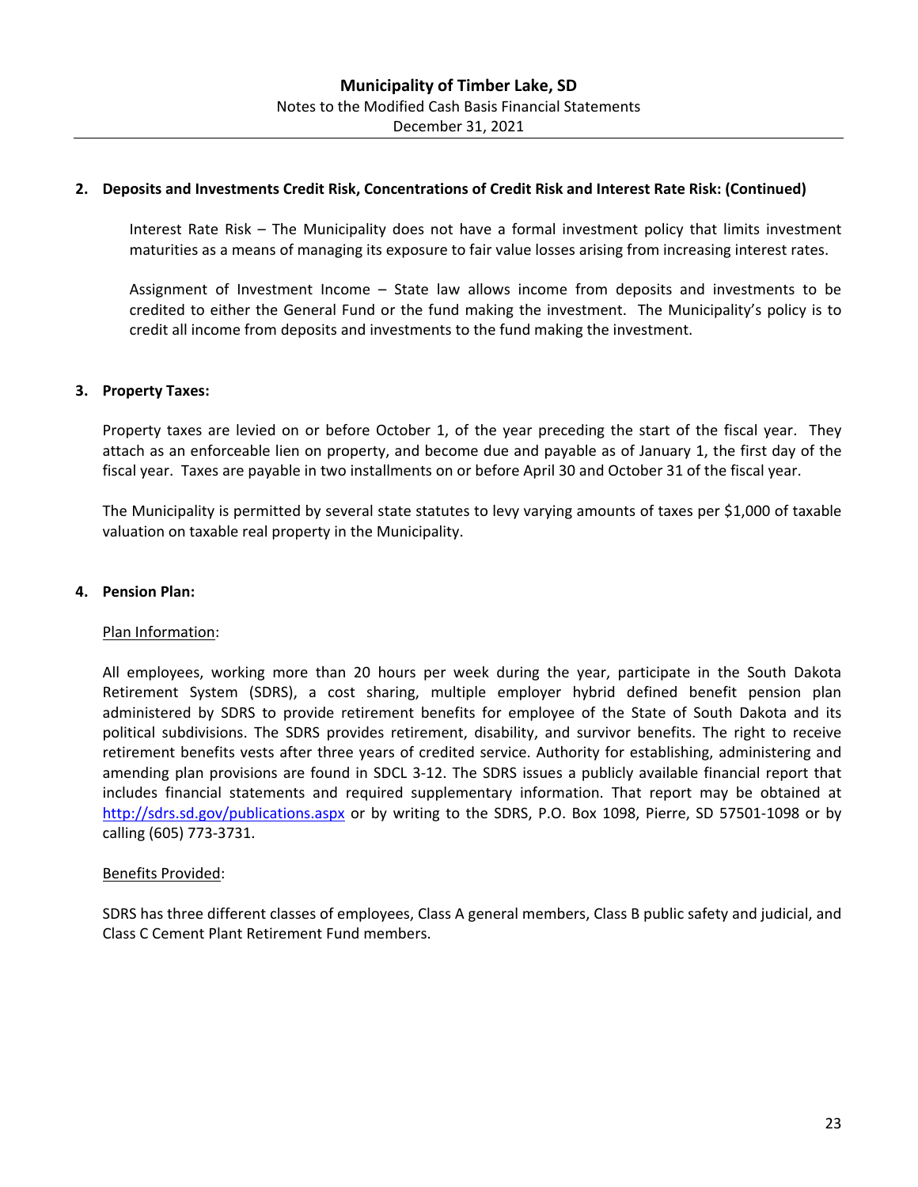## 2. Deposits and Investments Credit Risk, Concentrations of Credit Risk and Interest Rate Risk: (Continued)

Interest Rate Risk – The Municipality does not have a formal investment policy that limits investment maturities as a means of managing its exposure to fair value losses arising from increasing interest rates.

Assignment of Investment Income – State law allows income from deposits and investments to be credited to either the General Fund or the fund making the investment. The Municipality's policy is to credit all income from deposits and investments to the fund making the investment.

## 3. Property Taxes:

Property taxes are levied on or before October 1, of the year preceding the start of the fiscal year. They attach as an enforceable lien on property, and become due and payable as of January 1, the first day of the fiscal year. Taxes are payable in two installments on or before April 30 and October 31 of the fiscal year.

The Municipality is permitted by several state statutes to levy varying amounts of taxes per $1,000 of taxable valuation on taxable real property in the Municipality.

## 4. Pension Plan:

Plan Information:

All employees, working more than 20 hours per week during the year, participate in the South Dakota Retirement System (SDRS), a cost sharing, multiple employer hybrid defined benefit pension plan administered by SDRS to provide retirement benefits for employee of the State of South Dakota and its political subdivisions. The SDRS provides retirement, disability, and survivor benefits. The right to receive retirement benefits vests after three years of credited service. Authority for establishing, administering and amending plan provisions are found in SDCL 3-12. The SDRS issues a publicly available financial report that includes financial statements and required supplementary information. That report may be obtained at http://sdrs.sd.gov/publications.aspx or by writing to the SDRS, P.O. Box 1098, Pierre, SD 57501-1098 or by calling (605) 773-3731.

Benefits Provided:

SDRS has three different classes of employees, Class A general members, Class B public safety and judicial, and Class C Cement Plant Retirement Fund members.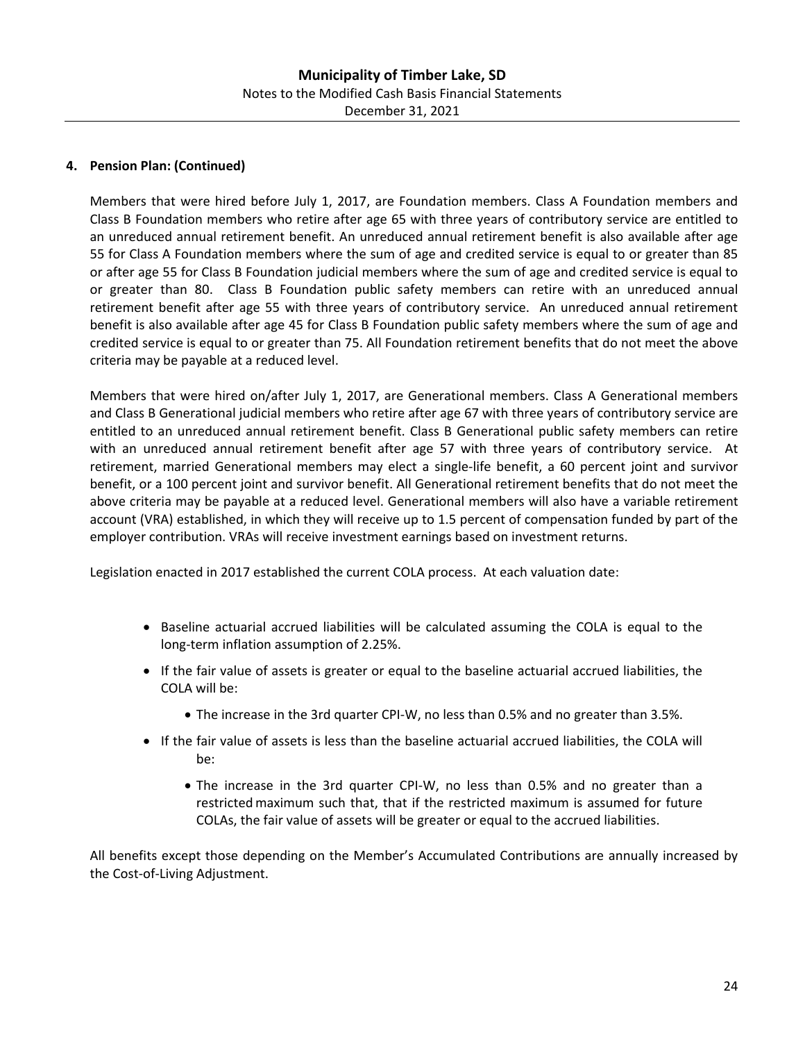**4. Pension Plan: (Continued)**

Members that were hired before July 1, 2017, are Foundation members. Class A Foundation members and Class B Foundation members who retire after age 65 with three years of contributory service are entitled to an unreduced annual retirement benefit. An unreduced annual retirement benefit is also available after age 55 for Class A Foundation members where the sum of age and credited service is equal to or greater than 85 or after age 55 for Class B Foundation judicial members where the sum of age and credited service is equal to or greater than 80. Class B Foundation public safety members can retire with an unreduced annual retirement benefit after age 55 with three years of contributory service. An unreduced annual retirement benefit is also available after age 45 for Class B Foundation public safety members where the sum of age and credited service is equal to or greater than 75. All Foundation retirement benefits that do not meet the above criteria may be payable at a reduced level.

Members that were hired on/after July 1, 2017, are Generational members. Class A Generational members and Class B Generational judicial members who retire after age 67 with three years of contributory service are entitled to an unreduced annual retirement benefit. Class B Generational public safety members can retire with an unreduced annual retirement benefit after age 57 with three years of contributory service. At retirement, married Generational members may elect a single-life benefit, a 60 percent joint and survivor benefit, or a 100 percent joint and survivor benefit. All Generational retirement benefits that do not meet the above criteria may be payable at a reduced level. Generational members will also have a variable retirement account (VRA) established, in which they will receive up to 1.5 percent of compensation funded by part of the employer contribution. VRAs will receive investment earnings based on investment returns.

Legislation enacted in 2017 established the current COLA process. At each valuation date:

- Baseline actuarial accrued liabilities will be calculated assuming the COLA is equal to the long-term inflation assumption of 2.25%.
- If the fair value of assets is greater or equal to the baseline actuarial accrued liabilities, the COLA will be:
  - The increase in the 3rd quarter CPI-W, no less than 0.5% and no greater than 3.5%.
- If the fair value of assets is less than the baseline actuarial accrued liabilities, the COLA will be:
  - The increase in the 3rd quarter CPI-W, no less than 0.5% and no greater than a restricted maximum such that, that if the restricted maximum is assumed for future COLAs, the fair value of assets will be greater or equal to the accrued liabilities.

All benefits except those depending on the Member's Accumulated Contributions are annually increased by the Cost-of-Living Adjustment.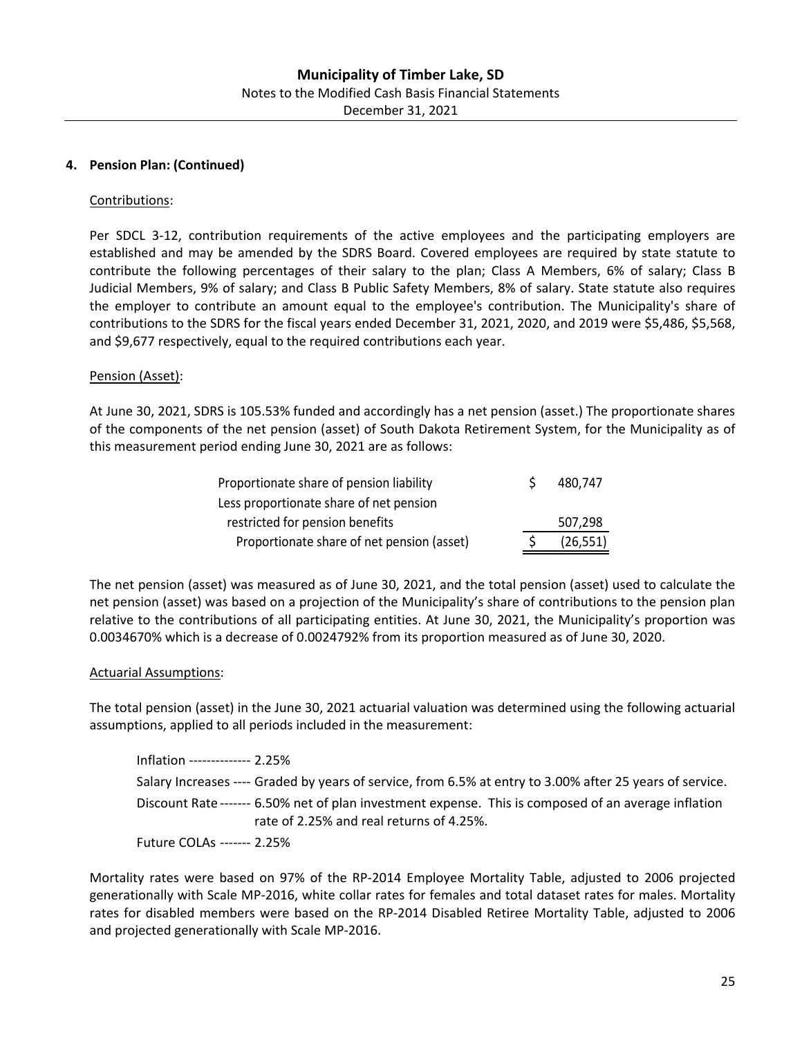## 4. Pension Plan: (Continued)

Contributions:

Per SDCL 3-12, contribution requirements of the active employees and the participating employers are established and may be amended by the SDRS Board. Covered employees are required by state statute to contribute the following percentages of their salary to the plan; Class A Members, 6% of salary; Class B Judicial Members, 9% of salary; and Class B Public Safety Members, 8% of salary. State statute also requires the employer to contribute an amount equal to the employee's contribution. The Municipality's share of contributions to the SDRS for the fiscal years ended December 31, 2021, 2020, and 2019 were $5,486, $5,568, and $9,677 respectively, equal to the required contributions each year.

Pension (Asset):

At June 30, 2021, SDRS is 105.53% funded and accordingly has a net pension (asset.) The proportionate shares of the components of the net pension (asset) of South Dakota Retirement System, for the Municipality as of this measurement period ending June 30, 2021 are as follows:

| | | |
|---|---|---|
| Proportionate share of pension liability | $ | 480,747 |
| Less proportionate share of net pension restricted for pension benefits | | 507,298 |
| Proportionate share of net pension (asset) | $ | (26,551) |

The net pension (asset) was measured as of June 30, 2021, and the total pension (asset) used to calculate the net pension (asset) was based on a projection of the Municipality's share of contributions to the pension plan relative to the contributions of all participating entities. At June 30, 2021, the Municipality's proportion was 0.0034670% which is a decrease of 0.0024792% from its proportion measured as of June 30, 2020.

Actuarial Assumptions:

The total pension (asset) in the June 30, 2021 actuarial valuation was determined using the following actuarial assumptions, applied to all periods included in the measurement:

Inflation -------------- 2.25%

Salary Increases ---- Graded by years of service, from 6.5% at entry to 3.00% after 25 years of service.

Discount Rate ------- 6.50% net of plan investment expense. This is composed of an average inflation rate of 2.25% and real returns of 4.25%.

Future COLAs ------- 2.25%

Mortality rates were based on 97% of the RP-2014 Employee Mortality Table, adjusted to 2006 projected generationally with Scale MP-2016, white collar rates for females and total dataset rates for males. Mortality rates for disabled members were based on the RP-2014 Disabled Retiree Mortality Table, adjusted to 2006 and projected generationally with Scale MP-2016.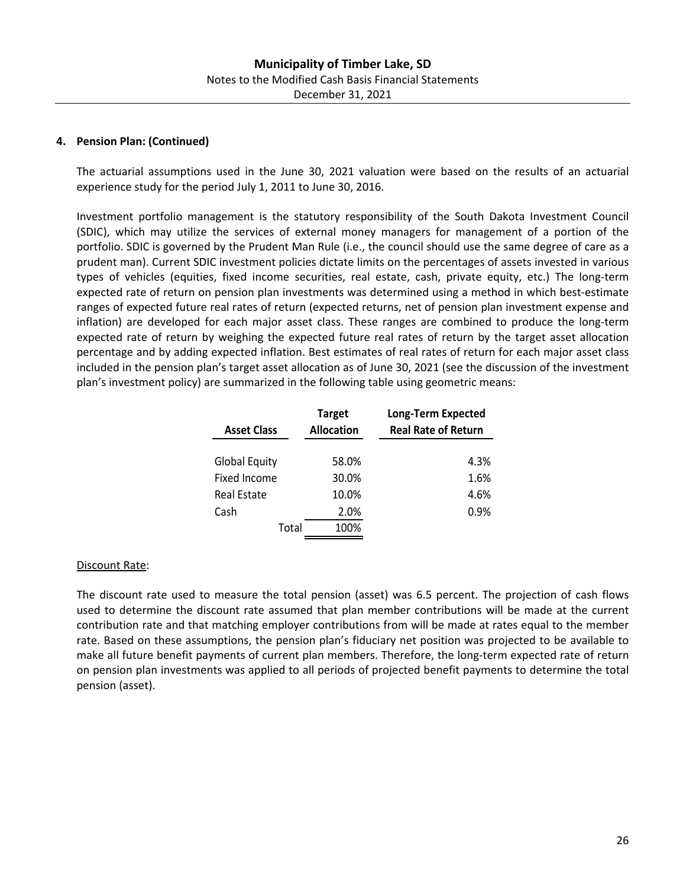**4. Pension Plan: (Continued)**

The actuarial assumptions used in the June 30, 2021 valuation were based on the results of an actuarial experience study for the period July 1, 2011 to June 30, 2016.

Investment portfolio management is the statutory responsibility of the South Dakota Investment Council (SDIC), which may utilize the services of external money managers for management of a portion of the portfolio. SDIC is governed by the Prudent Man Rule (i.e., the council should use the same degree of care as a prudent man). Current SDIC investment policies dictate limits on the percentages of assets invested in various types of vehicles (equities, fixed income securities, real estate, cash, private equity, etc.) The long-term expected rate of return on pension plan investments was determined using a method in which best-estimate ranges of expected future real rates of return (expected returns, net of pension plan investment expense and inflation) are developed for each major asset class. These ranges are combined to produce the long-term expected rate of return by weighing the expected future real rates of return by the target asset allocation percentage and by adding expected inflation. Best estimates of real rates of return for each major asset class included in the pension plan's target asset allocation as of June 30, 2021 (see the discussion of the investment plan's investment policy) are summarized in the following table using geometric means:

| Asset Class | Target Allocation | Long-Term Expected Real Rate of Return |
|---|---|---|
| Global Equity | 58.0% | 4.3% |
| Fixed Income | 30.0% | 1.6% |
| Real Estate | 10.0% | 4.6% |
| Cash | 2.0% | 0.9% |
| Total | 100% | |

Discount Rate:

The discount rate used to measure the total pension (asset) was 6.5 percent. The projection of cash flows used to determine the discount rate assumed that plan member contributions will be made at the current contribution rate and that matching employer contributions from will be made at rates equal to the member rate. Based on these assumptions, the pension plan's fiduciary net position was projected to be available to make all future benefit payments of current plan members. Therefore, the long-term expected rate of return on pension plan investments was applied to all periods of projected benefit payments to determine the total pension (asset).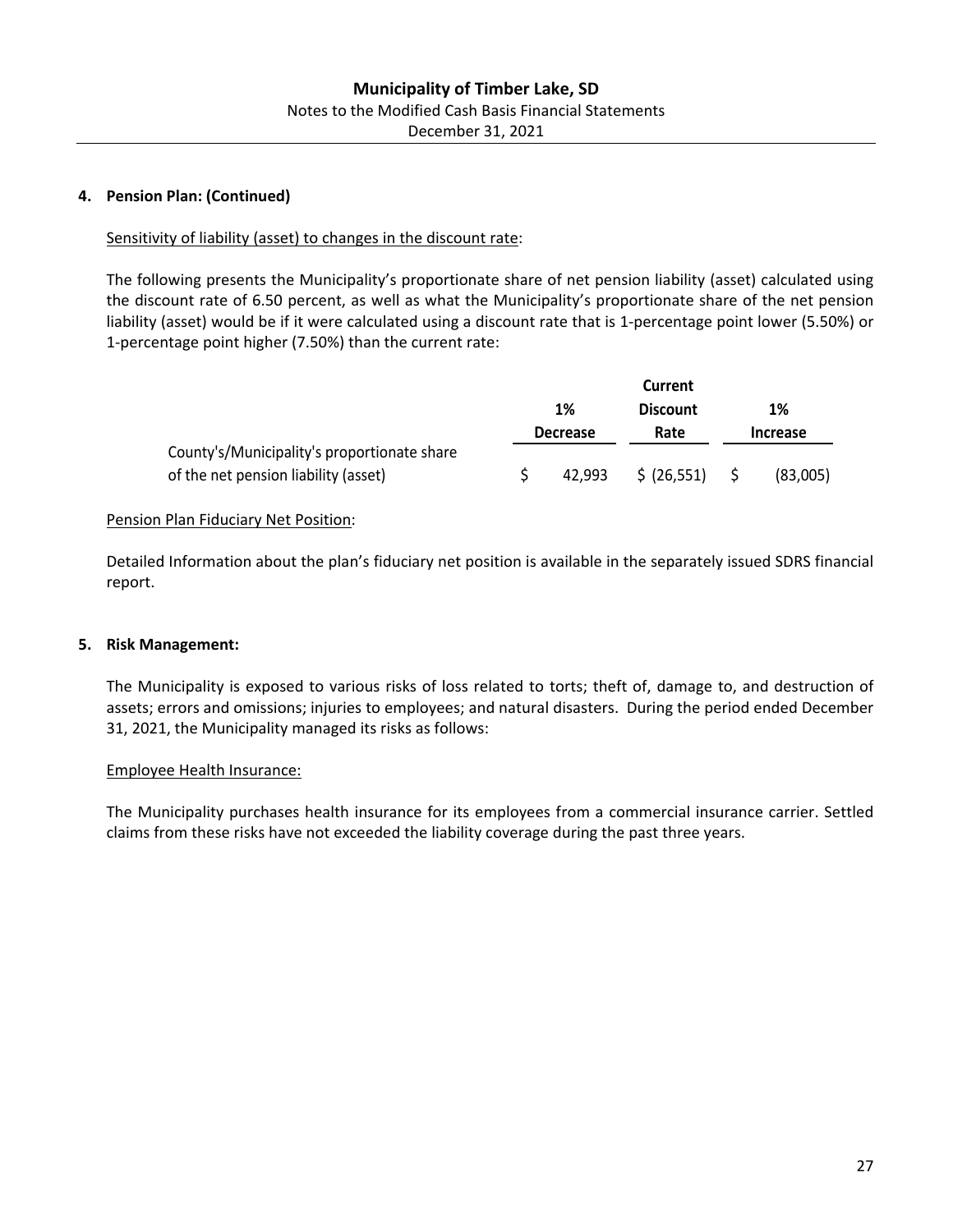# Municipality of Timber Lake, SD

Notes to the Modified Cash Basis Financial Statements

December 31, 2021

## 4. Pension Plan: (Continued)

Sensitivity of liability (asset) to changes in the discount rate:

The following presents the Municipality's proportionate share of net pension liability (asset) calculated using the discount rate of 6.50 percent, as well as what the Municipality's proportionate share of the net pension liability (asset) would be if it were calculated using a discount rate that is 1-percentage point lower (5.50%) or 1-percentage point higher (7.50%) than the current rate:

| | 1% Decrease | Current Discount Rate | 1% Increase |
|---|---|---|---|
| County's/Municipality's proportionate share of the net pension liability (asset) | $ 42,993 | $ (26,551) | $ (83,005) |

Pension Plan Fiduciary Net Position:

Detailed Information about the plan's fiduciary net position is available in the separately issued SDRS financial report.

## 5. Risk Management:

The Municipality is exposed to various risks of loss related to torts; theft of, damage to, and destruction of assets; errors and omissions; injuries to employees; and natural disasters. During the period ended December 31, 2021, the Municipality managed its risks as follows:

Employee Health Insurance:

The Municipality purchases health insurance for its employees from a commercial insurance carrier. Settled claims from these risks have not exceeded the liability coverage during the past three years.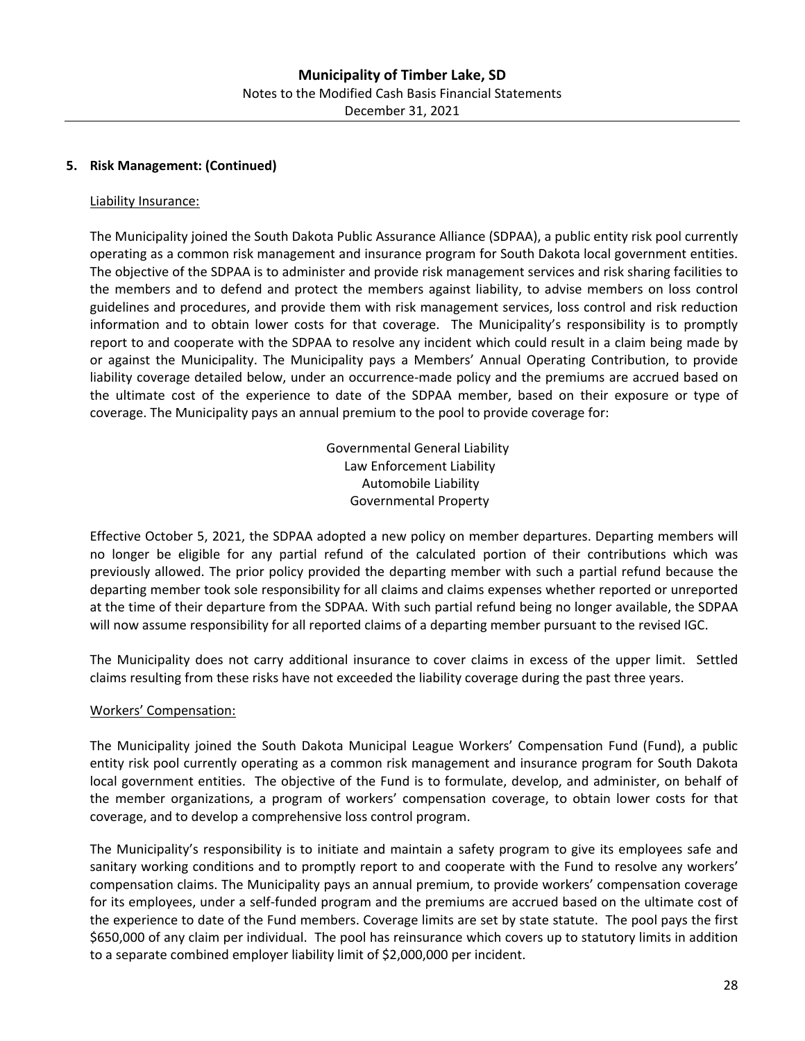## 5. Risk Management: (Continued)

Liability Insurance:

The Municipality joined the South Dakota Public Assurance Alliance (SDPAA), a public entity risk pool currently operating as a common risk management and insurance program for South Dakota local government entities. The objective of the SDPAA is to administer and provide risk management services and risk sharing facilities to the members and to defend and protect the members against liability, to advise members on loss control guidelines and procedures, and provide them with risk management services, loss control and risk reduction information and to obtain lower costs for that coverage. The Municipality's responsibility is to promptly report to and cooperate with the SDPAA to resolve any incident which could result in a claim being made by or against the Municipality. The Municipality pays a Members' Annual Operating Contribution, to provide liability coverage detailed below, under an occurrence-made policy and the premiums are accrued based on the ultimate cost of the experience to date of the SDPAA member, based on their exposure or type of coverage. The Municipality pays an annual premium to the pool to provide coverage for:

Governmental General Liability
Law Enforcement Liability
Automobile Liability
Governmental Property

Effective October 5, 2021, the SDPAA adopted a new policy on member departures. Departing members will no longer be eligible for any partial refund of the calculated portion of their contributions which was previously allowed. The prior policy provided the departing member with such a partial refund because the departing member took sole responsibility for all claims and claims expenses whether reported or unreported at the time of their departure from the SDPAA. With such partial refund being no longer available, the SDPAA will now assume responsibility for all reported claims of a departing member pursuant to the revised IGC.

The Municipality does not carry additional insurance to cover claims in excess of the upper limit. Settled claims resulting from these risks have not exceeded the liability coverage during the past three years.

Workers' Compensation:

The Municipality joined the South Dakota Municipal League Workers' Compensation Fund (Fund), a public entity risk pool currently operating as a common risk management and insurance program for South Dakota local government entities. The objective of the Fund is to formulate, develop, and administer, on behalf of the member organizations, a program of workers' compensation coverage, to obtain lower costs for that coverage, and to develop a comprehensive loss control program.

The Municipality's responsibility is to initiate and maintain a safety program to give its employees safe and sanitary working conditions and to promptly report to and cooperate with the Fund to resolve any workers' compensation claims. The Municipality pays an annual premium, to provide workers' compensation coverage for its employees, under a self-funded program and the premiums are accrued based on the ultimate cost of the experience to date of the Fund members. Coverage limits are set by state statute. The pool pays the first $650,000 of any claim per individual. The pool has reinsurance which covers up to statutory limits in addition to a separate combined employer liability limit of $2,000,000 per incident.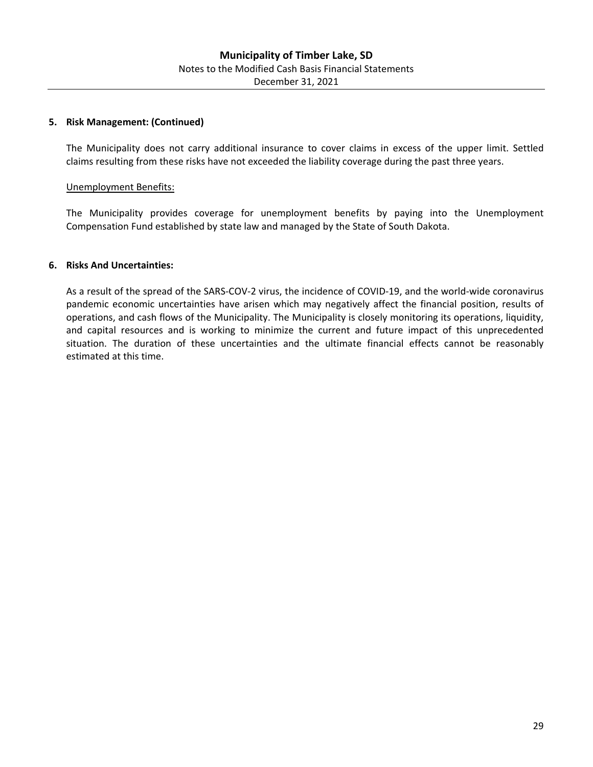**5. Risk Management: (Continued)**

The Municipality does not carry additional insurance to cover claims in excess of the upper limit. Settled claims resulting from these risks have not exceeded the liability coverage during the past three years.

Unemployment Benefits:

The Municipality provides coverage for unemployment benefits by paying into the Unemployment Compensation Fund established by state law and managed by the State of South Dakota.

**6. Risks And Uncertainties:**

As a result of the spread of the SARS-COV-2 virus, the incidence of COVID-19, and the world-wide coronavirus pandemic economic uncertainties have arisen which may negatively affect the financial position, results of operations, and cash flows of the Municipality. The Municipality is closely monitoring its operations, liquidity, and capital resources and is working to minimize the current and future impact of this unprecedented situation. The duration of these uncertainties and the ultimate financial effects cannot be reasonably estimated at this time.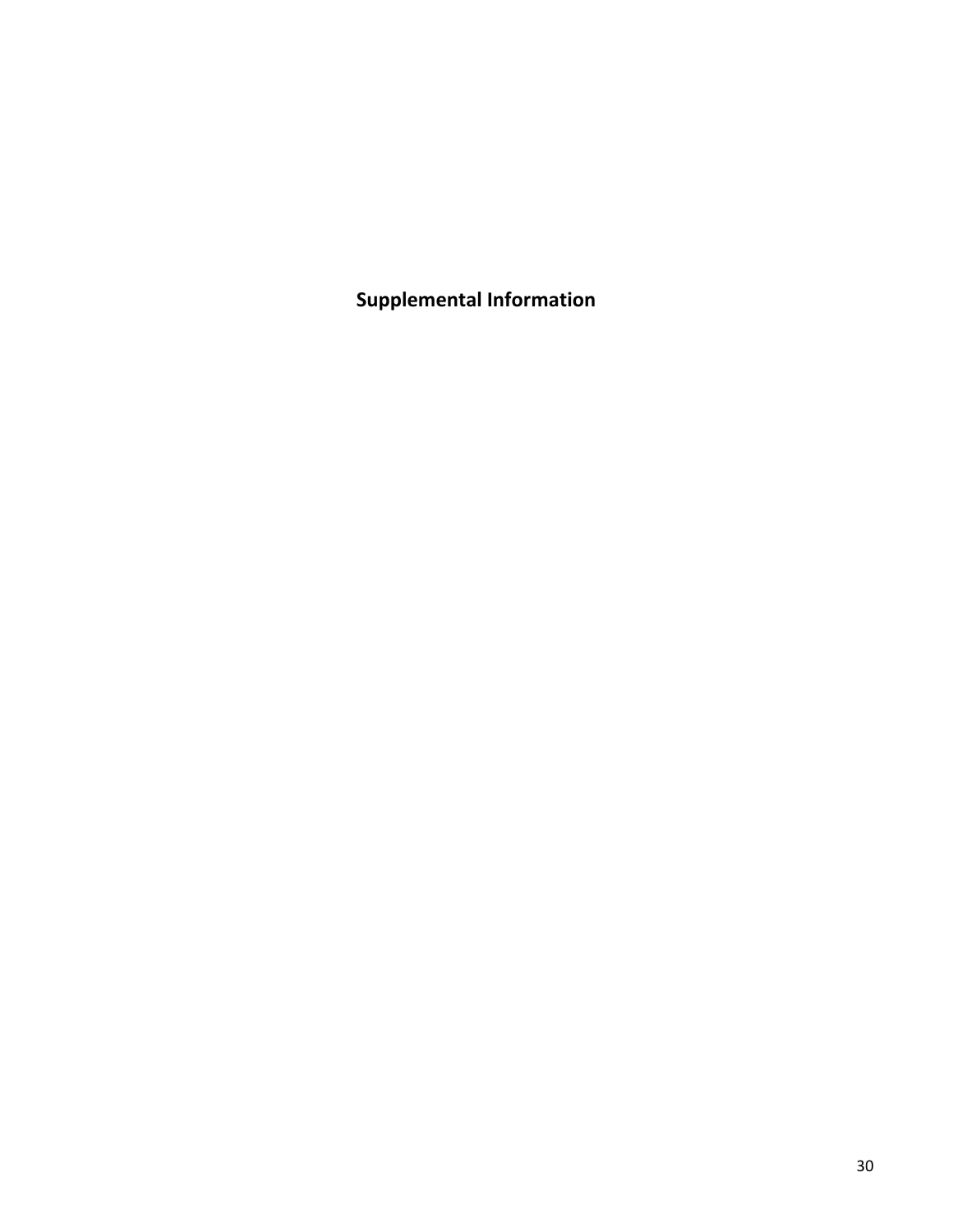# Supplemental Information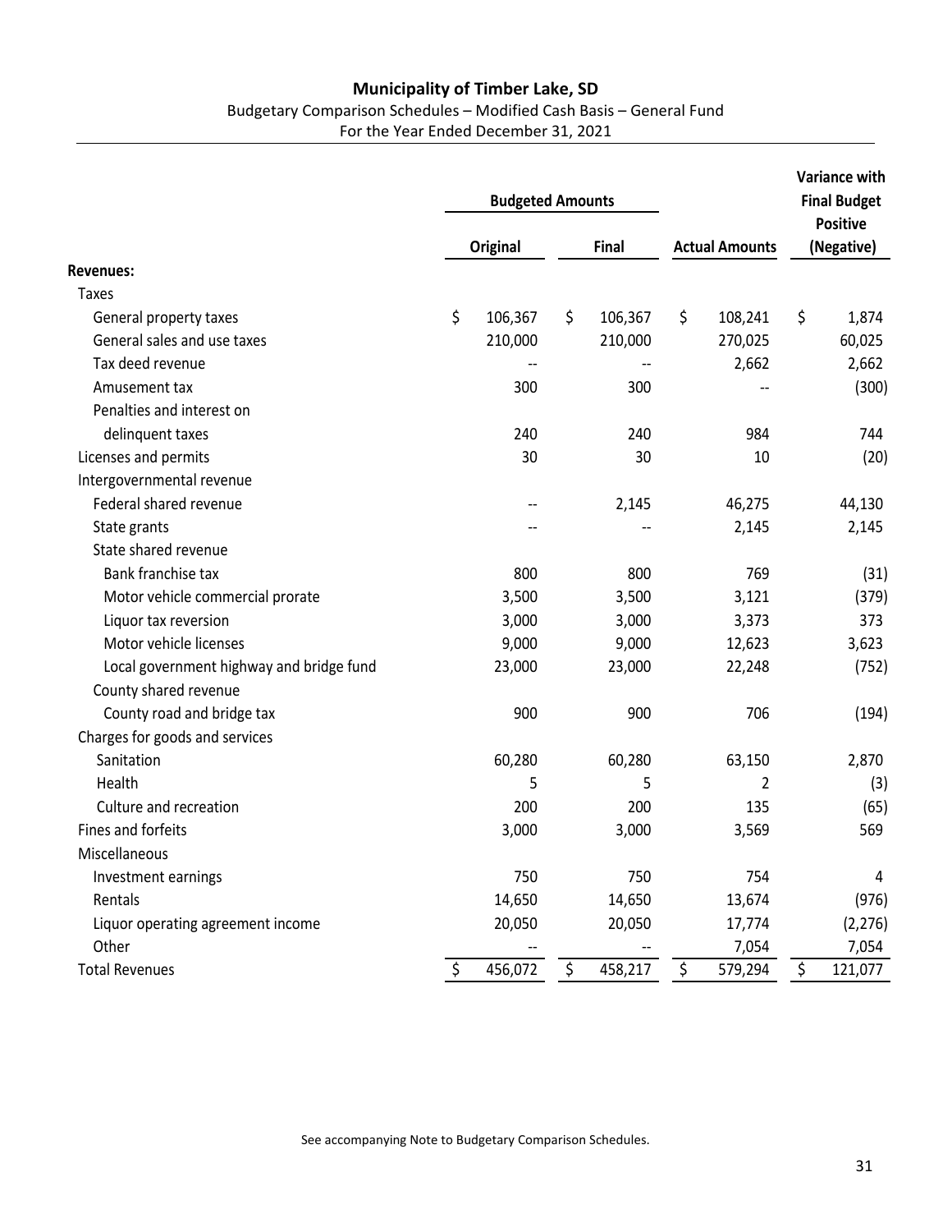# Municipality of Timber Lake, SD

Budgetary Comparison Schedules – Modified Cash Basis – General Fund

For the Year Ended December 31, 2021

| | Budgeted Amounts | | Actual Amounts | Variance with Final Budget Positive (Negative) |
|---|---|---|---|---|
| | Original | Final | | |
| **Revenues:** | | | | |
| Taxes | | | | |
| General property taxes | $ 106,367 | $ 106,367 | $ 108,241 | $ 1,874 |
| General sales and use taxes | 210,000 | 210,000 | 270,025 | 60,025 |
| Tax deed revenue | -- | -- | 2,662 | 2,662 |
| Amusement tax | 300 | 300 | -- | (300) |
| Penalties and interest on delinquent taxes | 240 | 240 | 984 | 744 |
| Licenses and permits | 30 | 30 | 10 | (20) |
| Intergovernmental revenue | | | | |
| Federal shared revenue | -- | 2,145 | 46,275 | 44,130 |
| State grants | -- | -- | 2,145 | 2,145 |
| State shared revenue | | | | |
| Bank franchise tax | 800 | 800 | 769 | (31) |
| Motor vehicle commercial prorate | 3,500 | 3,500 | 3,121 | (379) |
| Liquor tax reversion | 3,000 | 3,000 | 3,373 | 373 |
| Motor vehicle licenses | 9,000 | 9,000 | 12,623 | 3,623 |
| Local government highway and bridge fund | 23,000 | 23,000 | 22,248 | (752) |
| County shared revenue | | | | |
| County road and bridge tax | 900 | 900 | 706 | (194) |
| Charges for goods and services | | | | |
| Sanitation | 60,280 | 60,280 | 63,150 | 2,870 |
| Health | 5 | 5 | 2 | (3) |
| Culture and recreation | 200 | 200 | 135 | (65) |
| Fines and forfeits | 3,000 | 3,000 | 3,569 | 569 |
| Miscellaneous | | | | |
| Investment earnings | 750 | 750 | 754 | 4 |
| Rentals | 14,650 | 14,650 | 13,674 | (976) |
| Liquor operating agreement income | 20,050 | 20,050 | 17,774 | (2,276) |
| Other | -- | -- | 7,054 | 7,054 |
| Total Revenues | $ 456,072 | $ 458,217 | $ 579,294 | $ 121,077 |

See accompanying Note to Budgetary Comparison Schedules.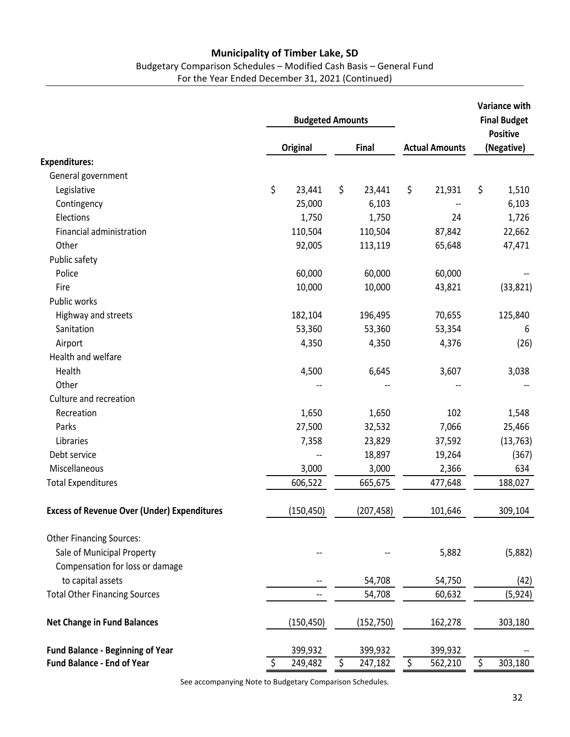**Municipality of Timber Lake, SD**

Budgetary Comparison Schedules – Modified Cash Basis – General Fund
For the Year Ended December 31, 2021 (Continued)

| | Budgeted Amounts | | | Variance with Final Budget Positive |
|---|---|---|---|---|
| | Original | Final | Actual Amounts | (Negative) |
| **Expenditures:** | | | | |
| General government | | | | |
| Legislative | $ 23,441 | $ 23,441 | $ 21,931 | $ 1,510 |
| Contingency | 25,000 | 6,103 | -- | 6,103 |
| Elections | 1,750 | 1,750 | 24 | 1,726 |
| Financial administration | 110,504 | 110,504 | 87,842 | 22,662 |
| Other | 92,005 | 113,119 | 65,648 | 47,471 |
| Public safety | | | | |
| Police | 60,000 | 60,000 | 60,000 | -- |
| Fire | 10,000 | 10,000 | 43,821 | (33,821) |
| Public works | | | | |
| Highway and streets | 182,104 | 196,495 | 70,655 | 125,840 |
| Sanitation | 53,360 | 53,360 | 53,354 | 6 |
| Airport | 4,350 | 4,350 | 4,376 | (26) |
| Health and welfare | | | | |
| Health | 4,500 | 6,645 | 3,607 | 3,038 |
| Other | -- | -- | -- | -- |
| Culture and recreation | | | | |
| Recreation | 1,650 | 1,650 | 102 | 1,548 |
| Parks | 27,500 | 32,532 | 7,066 | 25,466 |
| Libraries | 7,358 | 23,829 | 37,592 | (13,763) |
| Debt service | -- | 18,897 | 19,264 | (367) |
| Miscellaneous | 3,000 | 3,000 | 2,366 | 634 |
| Total Expenditures | 606,522 | 665,675 | 477,648 | 188,027 |
| **Excess of Revenue Over (Under) Expenditures** | (150,450) | (207,458) | 101,646 | 309,104 |
| Other Financing Sources: | | | | |
| Sale of Municipal Property | -- | -- | 5,882 | (5,882) |
| Compensation for loss or damage to capital assets | -- | 54,708 | 54,750 | (42) |
| Total Other Financing Sources | -- | 54,708 | 60,632 | (5,924) |
| **Net Change in Fund Balances** | (150,450) | (152,750) | 162,278 | 303,180 |
| **Fund Balance - Beginning of Year** | 399,932 | 399,932 | 399,932 | -- |
| **Fund Balance - End of Year** | $ 249,482 | $ 247,182 | $ 562,210 | $ 303,180 |

See accompanying Note to Budgetary Comparison Schedules.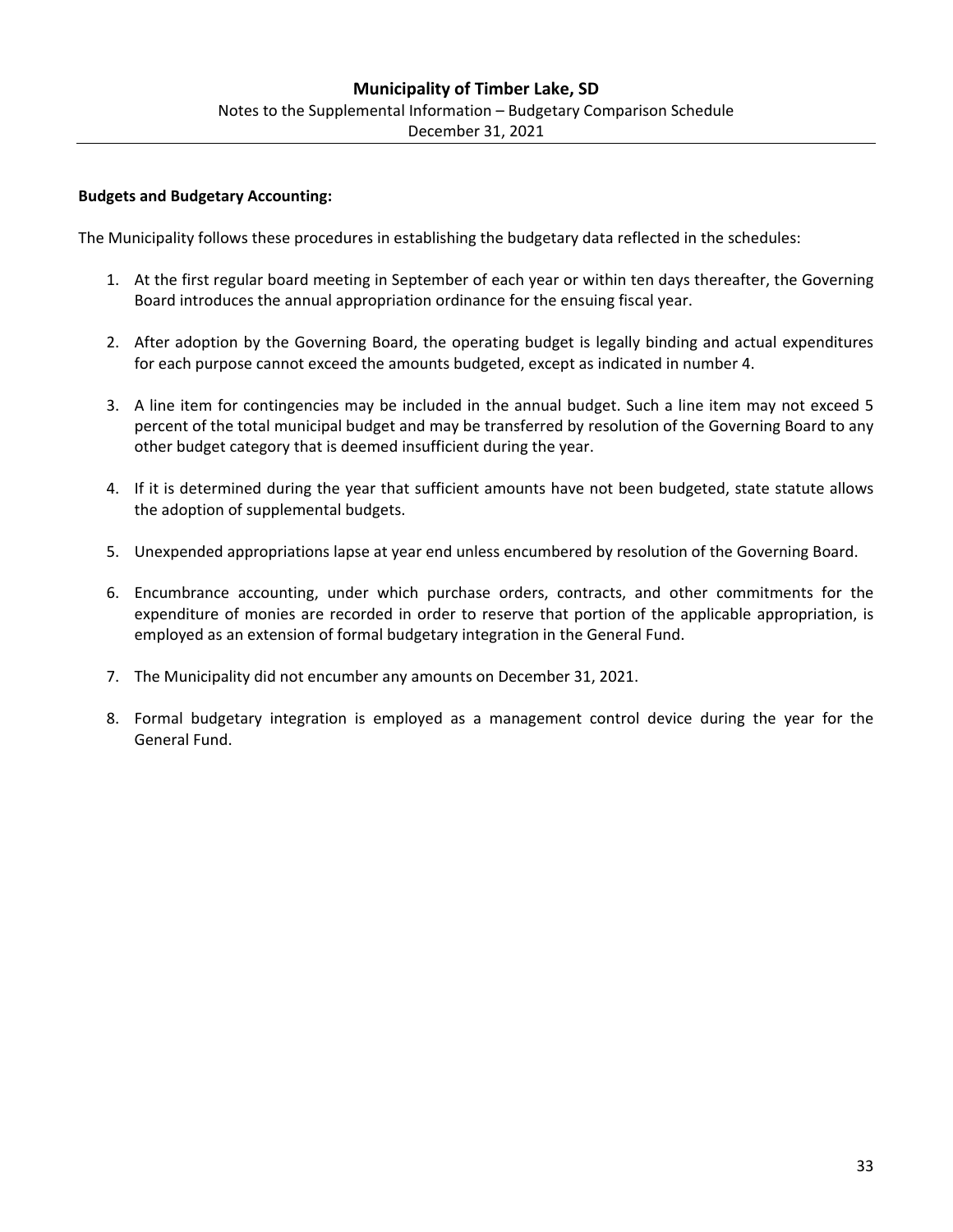# Municipality of Timber Lake, SD

Notes to the Supplemental Information – Budgetary Comparison Schedule

December 31, 2021

**Budgets and Budgetary Accounting:**

The Municipality follows these procedures in establishing the budgetary data reflected in the schedules:

1. At the first regular board meeting in September of each year or within ten days thereafter, the Governing Board introduces the annual appropriation ordinance for the ensuing fiscal year.

2. After adoption by the Governing Board, the operating budget is legally binding and actual expenditures for each purpose cannot exceed the amounts budgeted, except as indicated in number 4.

3. A line item for contingencies may be included in the annual budget. Such a line item may not exceed 5 percent of the total municipal budget and may be transferred by resolution of the Governing Board to any other budget category that is deemed insufficient during the year.

4. If it is determined during the year that sufficient amounts have not been budgeted, state statute allows the adoption of supplemental budgets.

5. Unexpended appropriations lapse at year end unless encumbered by resolution of the Governing Board.

6. Encumbrance accounting, under which purchase orders, contracts, and other commitments for the expenditure of monies are recorded in order to reserve that portion of the applicable appropriation, is employed as an extension of formal budgetary integration in the General Fund.

7. The Municipality did not encumber any amounts on December 31, 2021.

8. Formal budgetary integration is employed as a management control device during the year for the General Fund.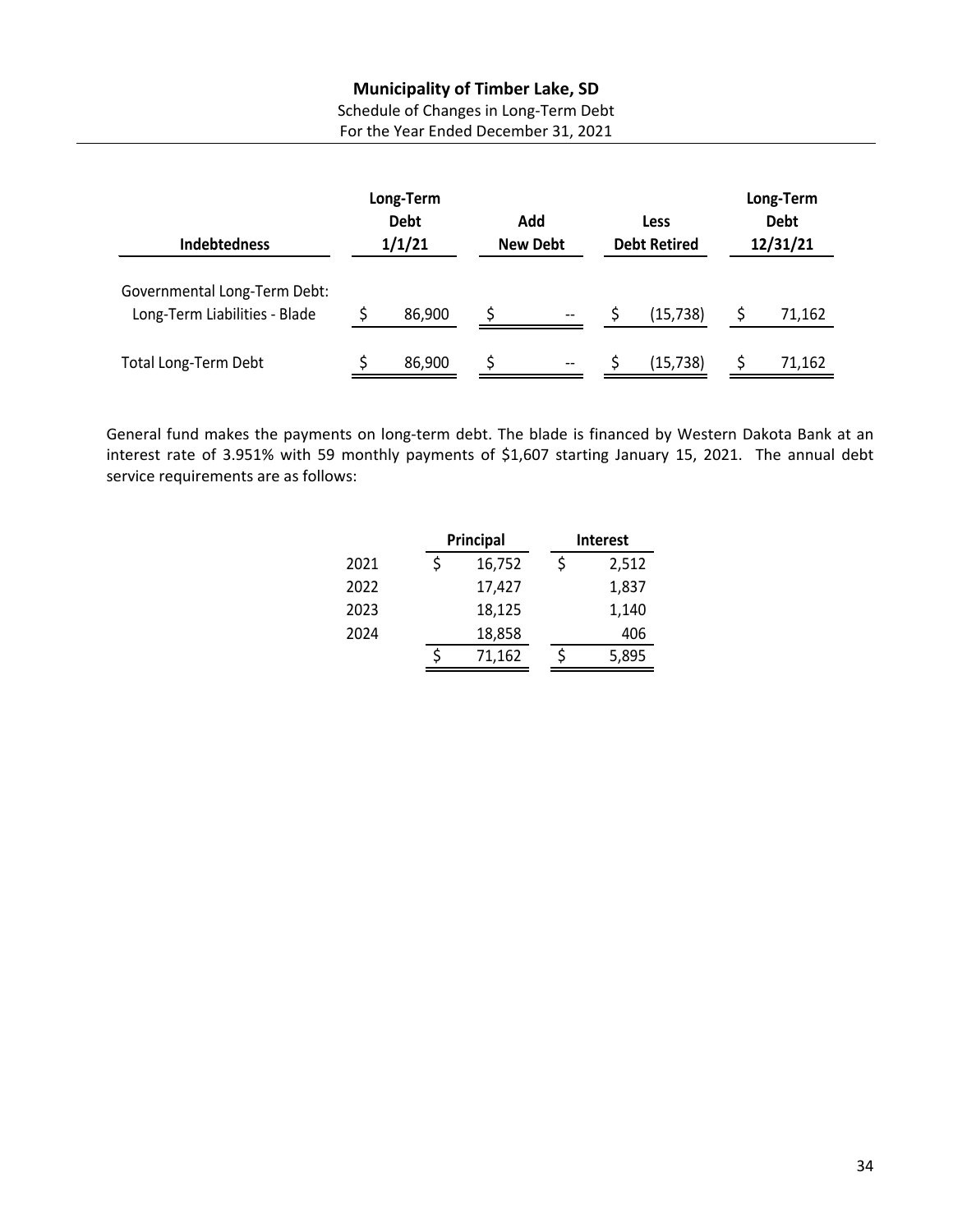# Municipality of Timber Lake, SD

Schedule of Changes in Long-Term Debt

For the Year Ended December 31, 2021

| Indebtedness | Long-Term Debt 1/1/21 | Add New Debt | Less Debt Retired | Long-Term Debt 12/31/21 |
|---|---|---|---|---|
| Governmental Long-Term Debt: | | | | |
| Long-Term Liabilities - Blade | $ 86,900 | $ -- | $ (15,738) | $ 71,162 |
| Total Long-Term Debt | $ 86,900 | $ -- | $ (15,738) | $ 71,162 |

General fund makes the payments on long-term debt. The blade is financed by Western Dakota Bank at an interest rate of 3.951% with 59 monthly payments of $1,607 starting January 15, 2021. The annual debt service requirements are as follows:

| | Principal | Interest |
|---|---|---|
| 2021 | $ 16,752 | $ 2,512 |
| 2022 | 17,427 | 1,837 |
| 2023 | 18,125 | 1,140 |
| 2024 | 18,858 | 406 |
| | $ 71,162 | $ 5,895 |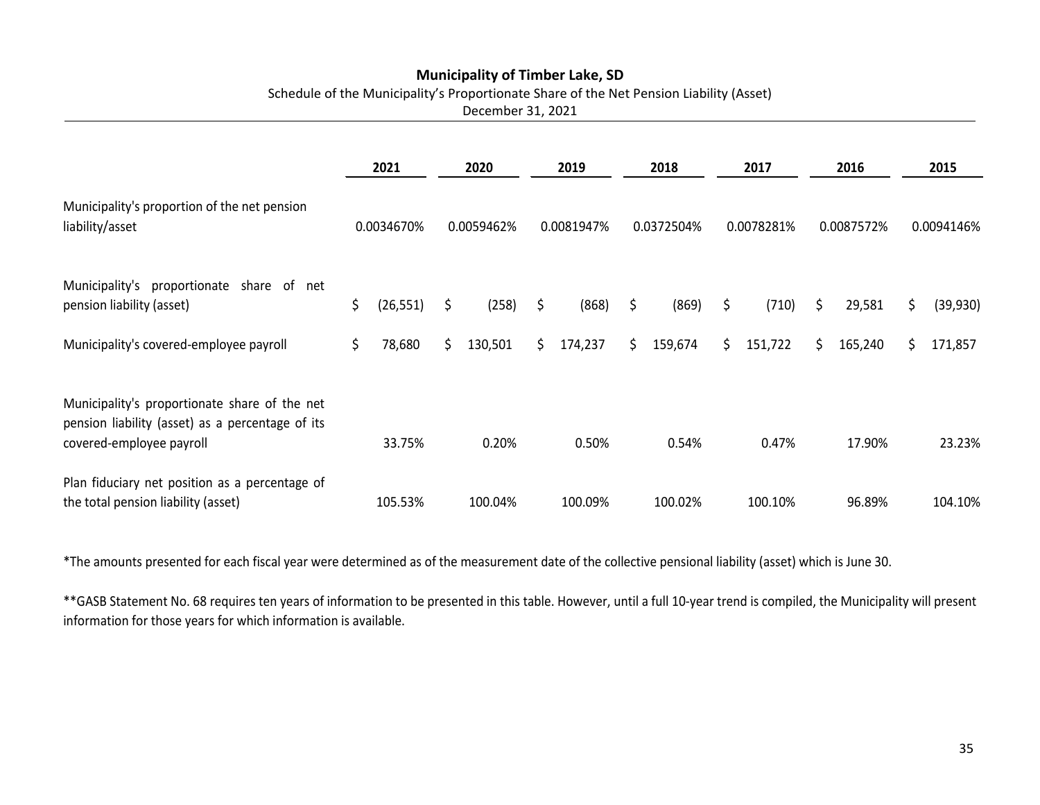**Municipality of Timber Lake, SD**

Schedule of the Municipality's Proportionate Share of the Net Pension Liability (Asset)

December 31, 2021

| | 2021 | 2020 | 2019 | 2018 | 2017 | 2016 | 2015 |
|---|---|---|---|---|---|---|---|
| Municipality's proportion of the net pension liability/asset | 0.0034670% | 0.0059462% | 0.0081947% | 0.0372504% | 0.0078281% | 0.0087572% | 0.0094146% |
| Municipality's proportionate share of net pension liability (asset) | $ (26,551) | $ (258) | $ (868) | $ (869) | $ (710) | $ 29,581 | $ (39,930) |
| Municipality's covered-employee payroll | $ 78,680 | $ 130,501 | $ 174,237 | $ 159,674 | $ 151,722 | $ 165,240 | $ 171,857 |
| Municipality's proportionate share of the net pension liability (asset) as a percentage of its covered-employee payroll | 33.75% | 0.20% | 0.50% | 0.54% | 0.47% | 17.90% | 23.23% |
| Plan fiduciary net position as a percentage of the total pension liability (asset) | 105.53% | 100.04% | 100.09% | 100.02% | 100.10% | 96.89% | 104.10% |

*The amounts presented for each fiscal year were determined as of the measurement date of the collective pensional liability (asset) which is June 30.

**GASB Statement No. 68 requires ten years of information to be presented in this table. However, until a full 10-year trend is compiled, the Municipality will present information for those years for which information is available.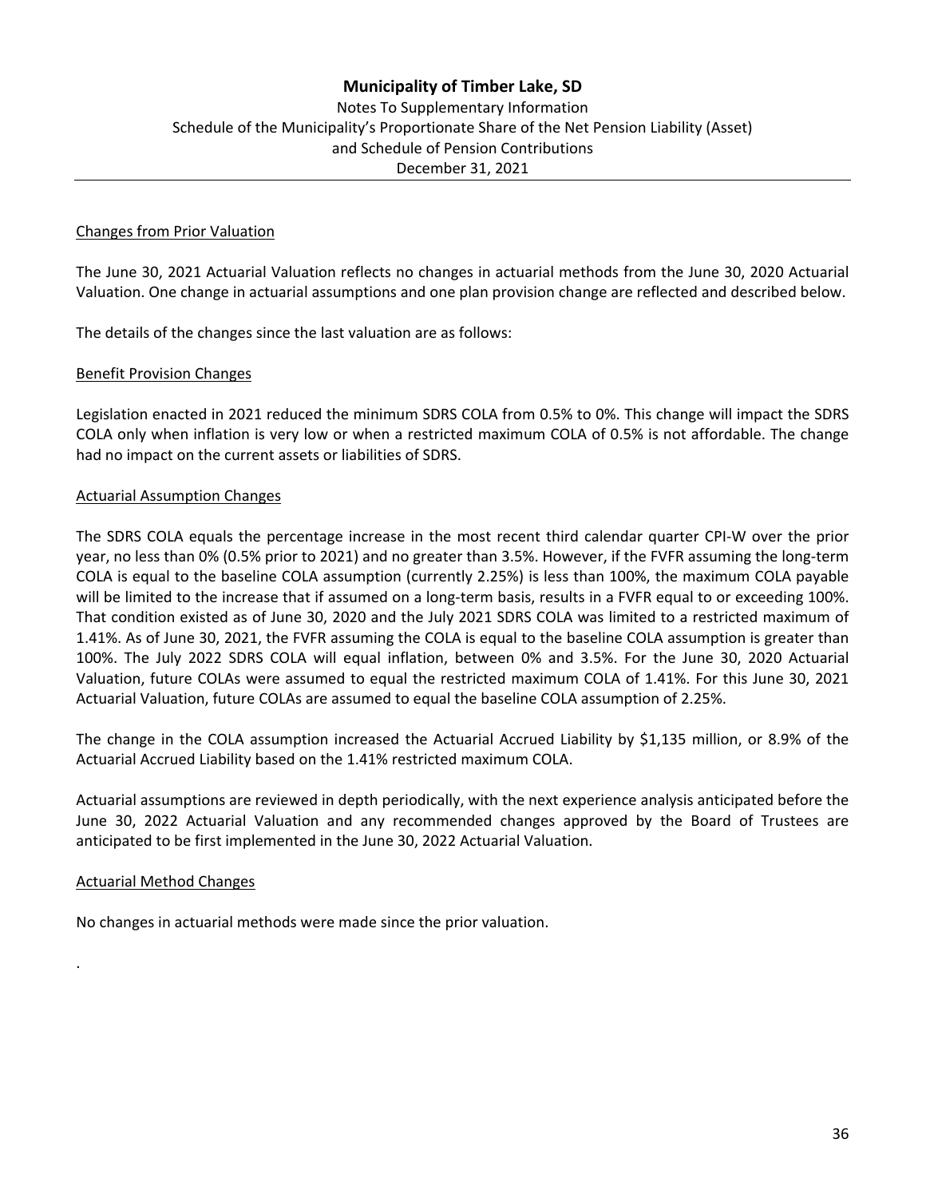# Municipality of Timber Lake, SD

Notes To Supplementary Information
Schedule of the Municipality's Proportionate Share of the Net Pension Liability (Asset)
and Schedule of Pension Contributions
December 31, 2021

---

## Changes from Prior Valuation

The June 30, 2021 Actuarial Valuation reflects no changes in actuarial methods from the June 30, 2020 Actuarial Valuation. One change in actuarial assumptions and one plan provision change are reflected and described below.

The details of the changes since the last valuation are as follows:

### Benefit Provision Changes

Legislation enacted in 2021 reduced the minimum SDRS COLA from 0.5% to 0%. This change will impact the SDRS COLA only when inflation is very low or when a restricted maximum COLA of 0.5% is not affordable. The change had no impact on the current assets or liabilities of SDRS.

### Actuarial Assumption Changes

The SDRS COLA equals the percentage increase in the most recent third calendar quarter CPI-W over the prior year, no less than 0% (0.5% prior to 2021) and no greater than 3.5%. However, if the FVFR assuming the long-term COLA is equal to the baseline COLA assumption (currently 2.25%) is less than 100%, the maximum COLA payable will be limited to the increase that if assumed on a long-term basis, results in a FVFR equal to or exceeding 100%. That condition existed as of June 30, 2020 and the July 2021 SDRS COLA was limited to a restricted maximum of 1.41%. As of June 30, 2021, the FVFR assuming the COLA is equal to the baseline COLA assumption is greater than 100%. The July 2022 SDRS COLA will equal inflation, between 0% and 3.5%. For the June 30, 2020 Actuarial Valuation, future COLAs were assumed to equal the restricted maximum COLA of 1.41%. For this June 30, 2021 Actuarial Valuation, future COLAs are assumed to equal the baseline COLA assumption of 2.25%.

The change in the COLA assumption increased the Actuarial Accrued Liability by $1,135 million, or 8.9% of the Actuarial Accrued Liability based on the 1.41% restricted maximum COLA.

Actuarial assumptions are reviewed in depth periodically, with the next experience analysis anticipated before the June 30, 2022 Actuarial Valuation and any recommended changes approved by the Board of Trustees are anticipated to be first implemented in the June 30, 2022 Actuarial Valuation.

### Actuarial Method Changes

No changes in actuarial methods were made since the prior valuation.

.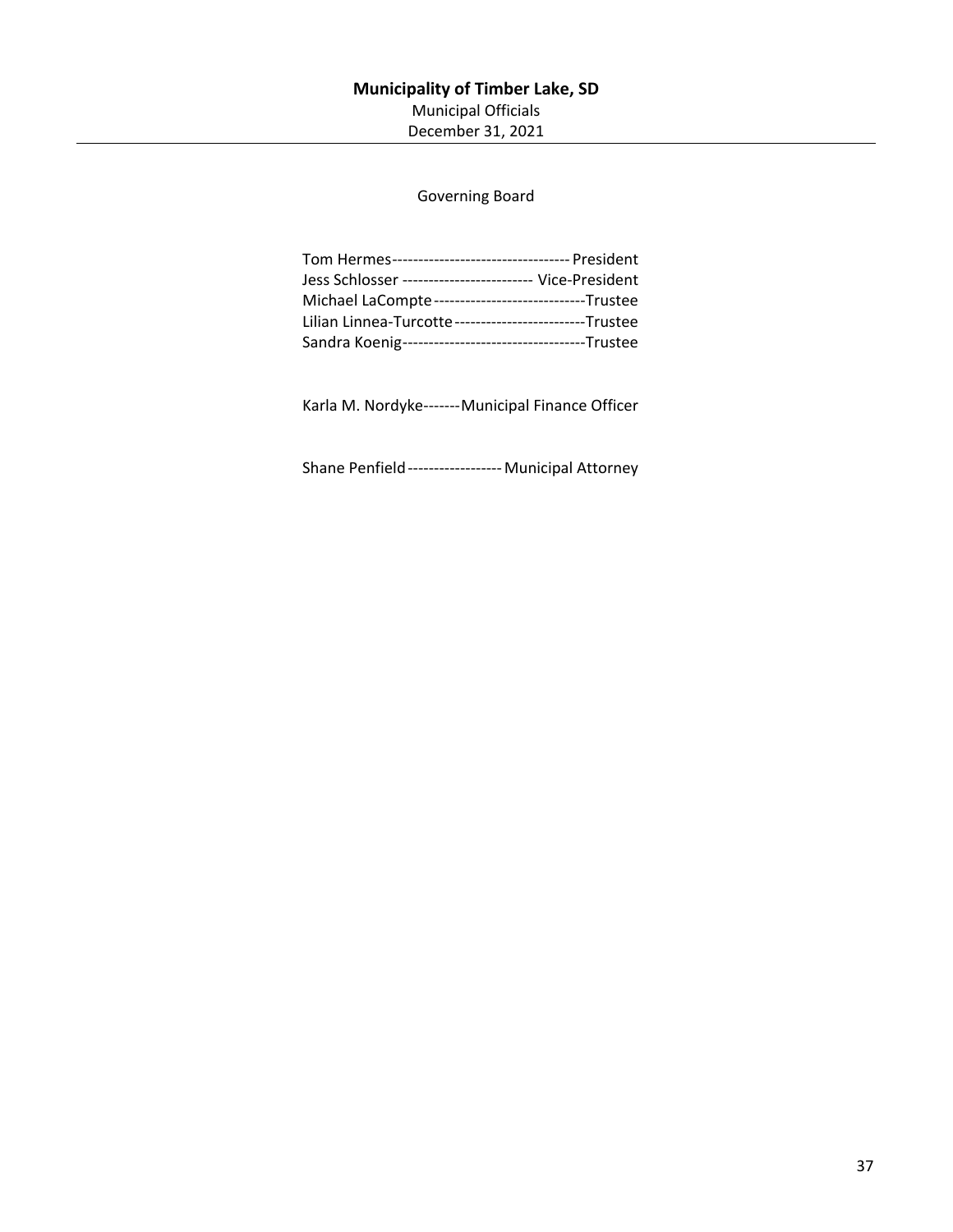# Municipality of Timber Lake, SD

Municipal Officials

December 31, 2021

Governing Board

Tom Hermes---------------------------------- President
Jess Schlosser ------------------------- Vice-President
Michael LaCompte-----------------------------Trustee
Lilian Linnea-Turcotte-------------------------Trustee
Sandra Koenig-----------------------------------Trustee

Karla M. Nordyke-------Municipal Finance Officer

Shane Penfield------------------ Municipal Attorney